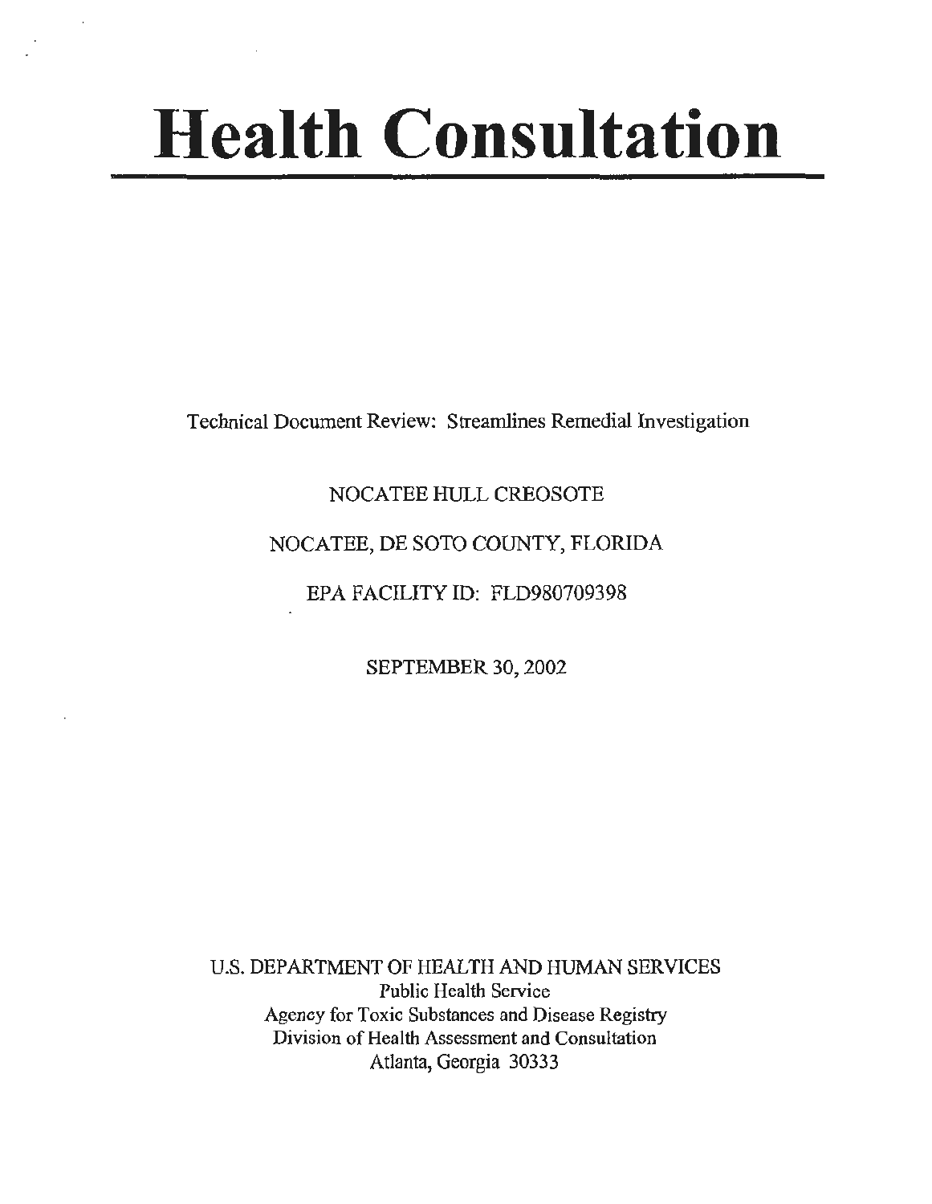# Health Consultation

Technical Document Review: Streamlines Remedial Investigation

NOCATEE HULL CREOSOTE

NOCATEE, DE SOTO COUNTY, FLORIDA

EPA FACILITY ID: FLD980709398

SEPTEMBER 30, 2002

U.S. DEPARTMENT OF HEALTH AND HUMAN SERVICES
Public Health Service
Agency for Toxic Substances and Disease Registry
Division of Health Assessment and Consultation
Atlanta, Georgia 30333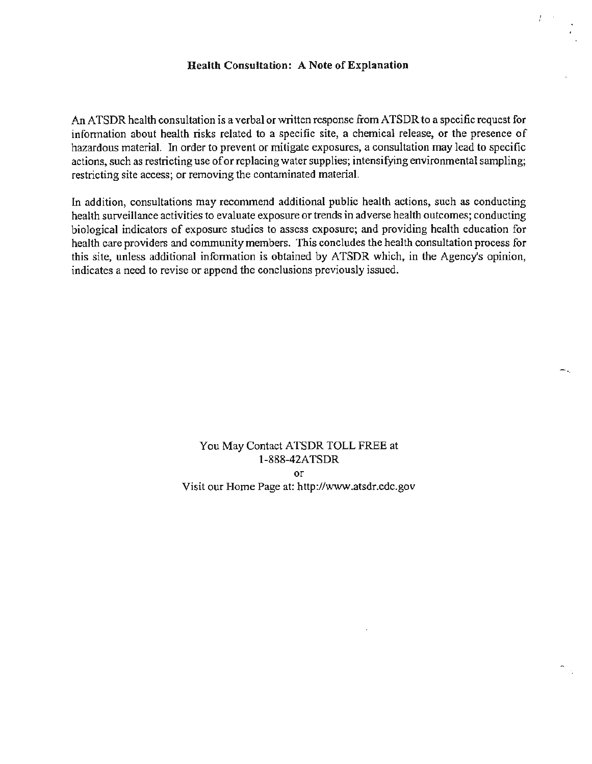## Health Consultation: A Note of Explanation

An ATSDR health consultation is a verbal or written response from ATSDR to a specific request for information about health risks related to a specific site, a chemical release, or the presence of hazardous material. In order to prevent or mitigate exposures, a consultation may lead to specific actions, such as restricting use of or replacing water supplies; intensifying environmental sampling; restricting site access; or removing the contaminated material.

In addition, consultations may recommend additional public health actions, such as conducting health surveillance activities to evaluate exposure or trends in adverse health outcomes; conducting biological indicators of exposure studies to assess exposure; and providing health education for health care providers and community members. This concludes the health consultation process for this site, unless additional information is obtained by ATSDR which, in the Agency's opinion, indicates a need to revise or append the conclusions previously issued.

You May Contact ATSDR TOLL FREE at
1-888-42ATSDR
or
Visit our Home Page at: http://www.atsdr.cdc.gov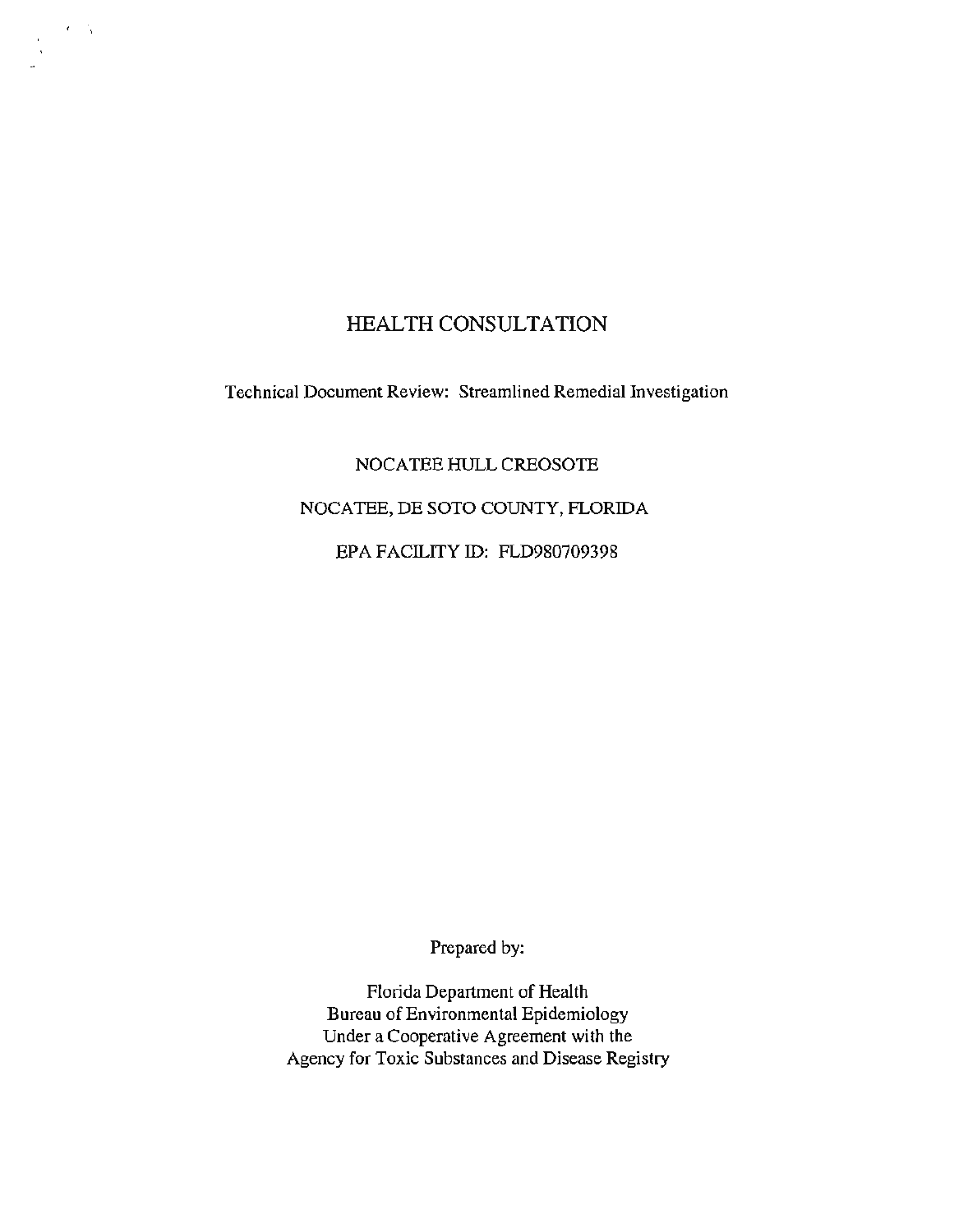# HEALTH CONSULTATION

Technical Document Review: Streamlined Remedial Investigation

NOCATEE HULL CREOSOTE

NOCATEE, DE SOTO COUNTY, FLORIDA

EPA FACILITY ID: FLD980709398

Prepared by:

Florida Department of Health
Bureau of Environmental Epidemiology
Under a Cooperative Agreement with the
Agency for Toxic Substances and Disease Registry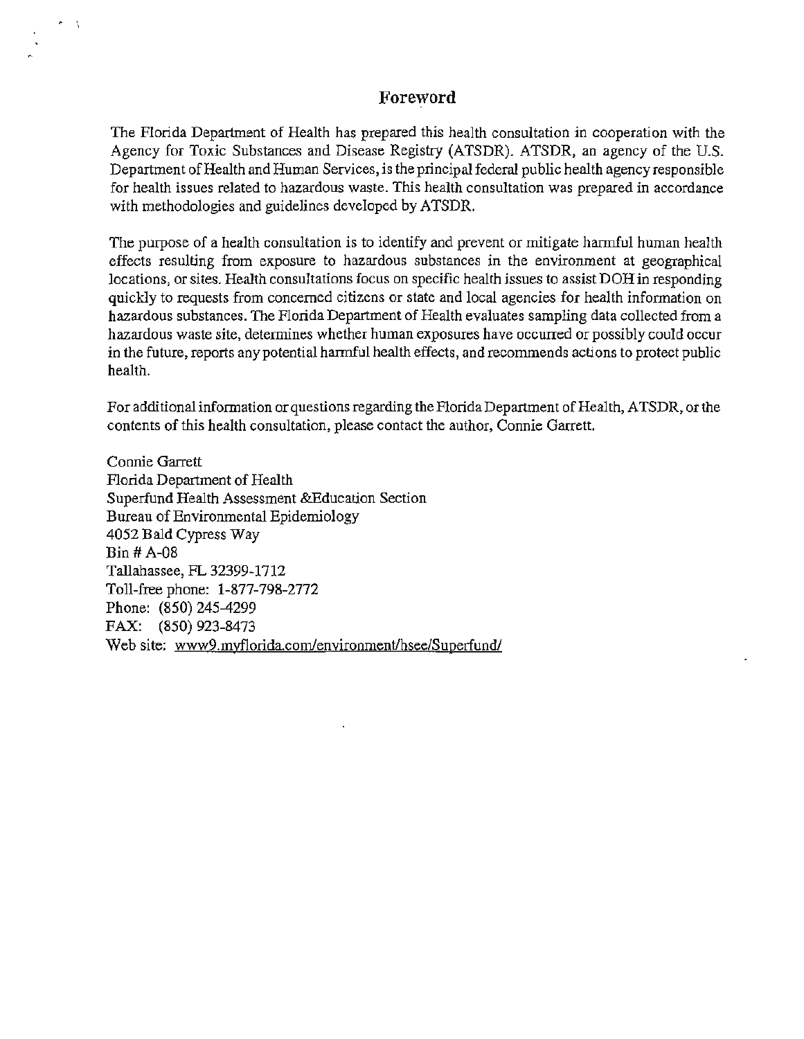## Foreword

The Florida Department of Health has prepared this health consultation in cooperation with the Agency for Toxic Substances and Disease Registry (ATSDR). ATSDR, an agency of the U.S. Department of Health and Human Services, is the principal federal public health agency responsible for health issues related to hazardous waste. This health consultation was prepared in accordance with methodologies and guidelines developed by ATSDR.

The purpose of a health consultation is to identify and prevent or mitigate harmful human health effects resulting from exposure to hazardous substances in the environment at geographical locations, or sites. Health consultations focus on specific health issues to assist DOH in responding quickly to requests from concerned citizens or state and local agencies for health information on hazardous substances. The Florida Department of Health evaluates sampling data collected from a hazardous waste site, determines whether human exposures have occurred or possibly could occur in the future, reports any potential harmful health effects, and recommends actions to protect public health.

For additional information or questions regarding the Florida Department of Health, ATSDR, or the contents of this health consultation, please contact the author, Connie Garrett.

Connie Garrett
Florida Department of Health
Superfund Health Assessment &Education Section
Bureau of Environmental Epidemiology
4052 Bald Cypress Way
Bin # A-08
Tallahassee, FL 32399-1712
Toll-free phone: 1-877-798-2772
Phone: (850) 245-4299
FAX: (850) 923-8473
Web site: www9.myflorida.com/environment/hsee/Superfund/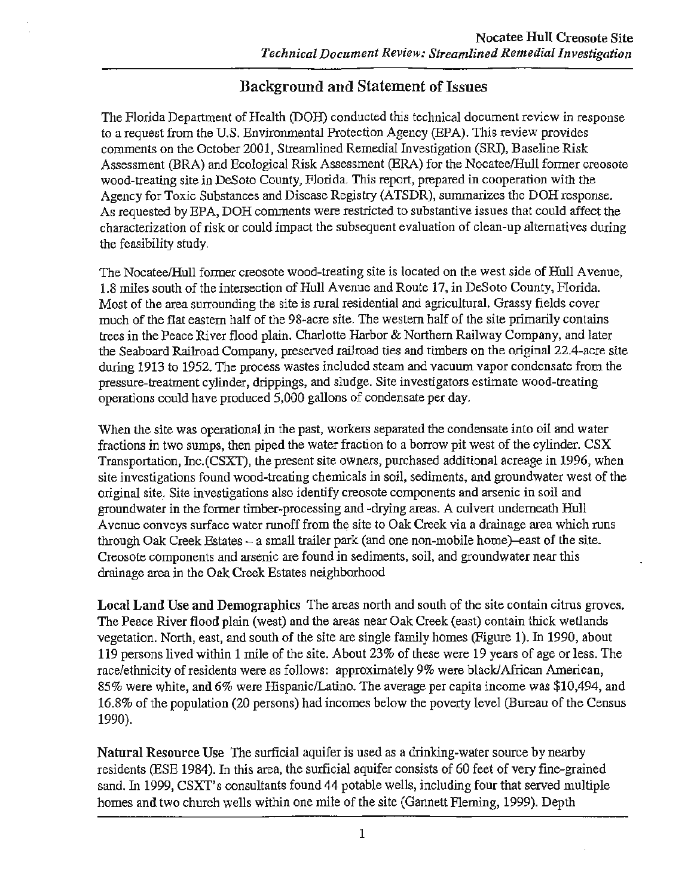## Background and Statement of Issues

The Florida Department of Health (DOH) conducted this technical document review in response to a request from the U.S. Environmental Protection Agency (EPA). This review provides comments on the October 2001, Streamlined Remedial Investigation (SRI), Baseline Risk Assessment (BRA) and Ecological Risk Assessment (ERA) for the Nocatee/Hull former creosote wood-treating site in DeSoto County, Florida. This report, prepared in cooperation with the Agency for Toxic Substances and Disease Registry (ATSDR), summarizes the DOH response. As requested by EPA, DOH comments were restricted to substantive issues that could affect the characterization of risk or could impact the subsequent evaluation of clean-up alternatives during the feasibility study.

The Nocatee/Hull former creosote wood-treating site is located on the west side of Hull Avenue, 1.8 miles south of the intersection of Hull Avenue and Route 17, in DeSoto County, Florida. Most of the area surrounding the site is rural residential and agricultural. Grassy fields cover much of the flat eastern half of the 98-acre site. The western half of the site primarily contains trees in the Peace River flood plain. Charlotte Harbor & Northern Railway Company, and later the Seaboard Railroad Company, preserved railroad ties and timbers on the original 22.4-acre site during 1913 to 1952. The process wastes included steam and vacuum vapor condensate from the pressure-treatment cylinder, drippings, and sludge. Site investigators estimate wood-treating operations could have produced 5,000 gallons of condensate per day.

When the site was operational in the past, workers separated the condensate into oil and water fractions in two sumps, then piped the water fraction to a borrow pit west of the cylinder. CSX Transportation, Inc.(CSXT), the present site owners, purchased additional acreage in 1996, when site investigations found wood-treating chemicals in soil, sediments, and groundwater west of the original site. Site investigations also identify creosote components and arsenic in soil and groundwater in the former timber-processing and -drying areas. A culvert underneath Hull Avenue conveys surface water runoff from the site to Oak Creek via a drainage area which runs through Oak Creek Estates – a small trailer park (and one non-mobile home)–east of the site. Creosote components and arsenic are found in sediments, soil, and groundwater near this drainage area in the Oak Creek Estates neighborhood

**Local Land Use and Demographics** The areas north and south of the site contain citrus groves. The Peace River flood plain (west) and the areas near Oak Creek (east) contain thick wetlands vegetation. North, east, and south of the site are single family homes (Figure 1). In 1990, about 119 persons lived within 1 mile of the site. About 23% of these were 19 years of age or less. The race/ethnicity of residents were as follows: approximately 9% were black/African American, 85% were white, and 6% were Hispanic/Latino. The average per capita income was $10,494, and 16.8% of the population (20 persons) had incomes below the poverty level (Bureau of the Census 1990).

**Natural Resource Use** The surficial aquifer is used as a drinking-water source by nearby residents (ESE 1984). In this area, the surficial aquifer consists of 60 feet of very fine-grained sand. In 1999, CSXT's consultants found 44 potable wells, including four that served multiple homes and two church wells within one mile of the site (Gannett Fleming, 1999). Depth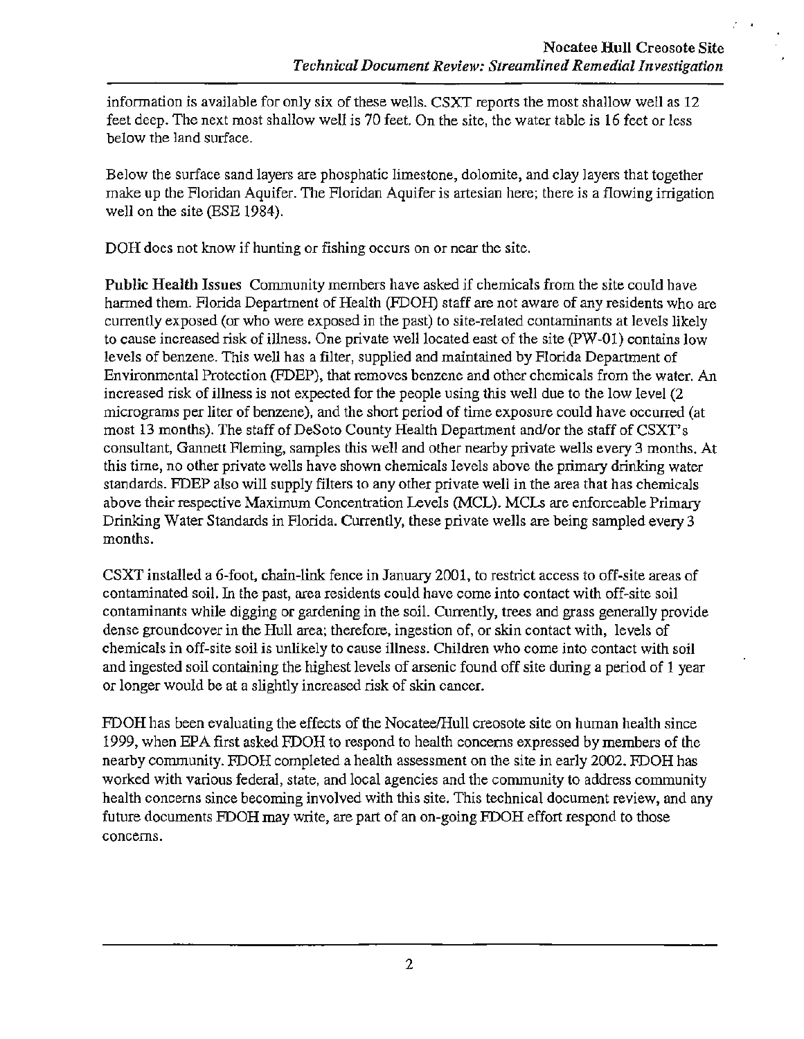information is available for only six of these wells. CSXT reports the most shallow well as 12 feet deep. The next most shallow well is 70 feet. On the site, the water table is 16 feet or less below the land surface.

Below the surface sand layers are phosphatic limestone, dolomite, and clay layers that together make up the Floridan Aquifer. The Floridan Aquifer is artesian here; there is a flowing irrigation well on the site (ESE 1984).

DOH does not know if hunting or fishing occurs on or near the site.

**Public Health Issues** Community members have asked if chemicals from the site could have harmed them. Florida Department of Health (FDOH) staff are not aware of any residents who are currently exposed (or who were exposed in the past) to site-related contaminants at levels likely to cause increased risk of illness. One private well located east of the site (PW-01) contains low levels of benzene. This well has a filter, supplied and maintained by Florida Department of Environmental Protection (FDEP), that removes benzene and other chemicals from the water. An increased risk of illness is not expected for the people using this well due to the low level (2 micrograms per liter of benzene), and the short period of time exposure could have occurred (at most 13 months). The staff of DeSoto County Health Department and/or the staff of CSXT's consultant, Gannett Fleming, samples this well and other nearby private wells every 3 months. At this time, no other private wells have shown chemicals levels above the primary drinking water standards. FDEP also will supply filters to any other private well in the area that has chemicals above their respective Maximum Concentration Levels (MCL). MCLs are enforceable Primary Drinking Water Standards in Florida. Currently, these private wells are being sampled every 3 months.

CSXT installed a 6-foot, chain-link fence in January 2001, to restrict access to off-site areas of contaminated soil. In the past, area residents could have come into contact with off-site soil contaminants while digging or gardening in the soil. Currently, trees and grass generally provide dense groundcover in the Hull area; therefore, ingestion of, or skin contact with, levels of chemicals in off-site soil is unlikely to cause illness. Children who come into contact with soil and ingested soil containing the highest levels of arsenic found off site during a period of 1 year or longer would be at a slightly increased risk of skin cancer.

FDOH has been evaluating the effects of the Nocatee/Hull creosote site on human health since 1999, when EPA first asked FDOH to respond to health concerns expressed by members of the nearby community. FDOH completed a health assessment on the site in early 2002. FDOH has worked with various federal, state, and local agencies and the community to address community health concerns since becoming involved with this site. This technical document review, and any future documents FDOH may write, are part of an on-going FDOH effort respond to those concerns.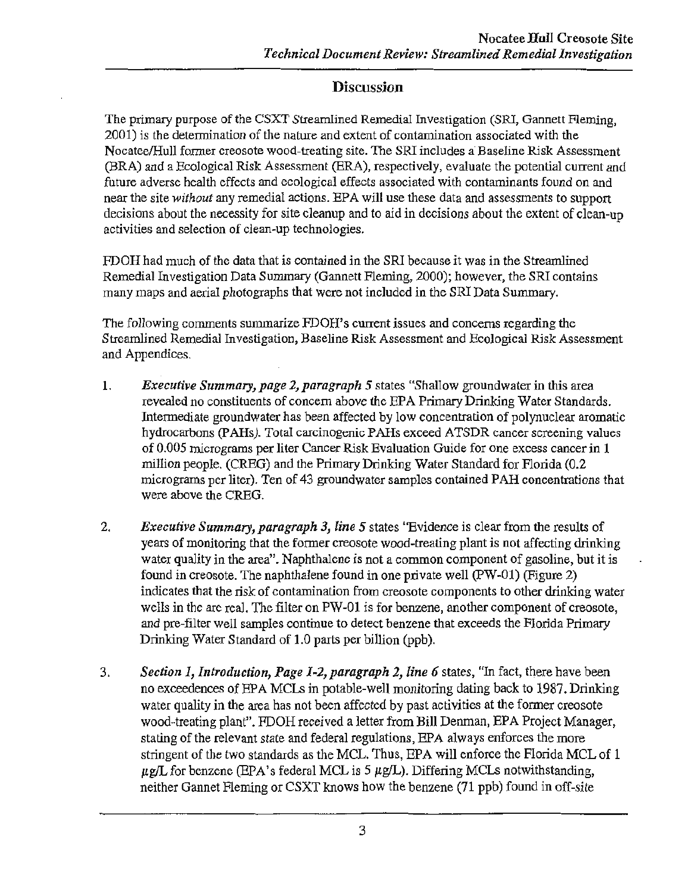## Discussion

The primary purpose of the CSXT Streamlined Remedial Investigation (SRI, Gannett Fleming, 2001) is the determination of the nature and extent of contamination associated with the Nocatee/Hull former creosote wood-treating site. The SRI includes a Baseline Risk Assessment (BRA) and a Ecological Risk Assessment (ERA), respectively, evaluate the potential current and future adverse health effects and ecological effects associated with contaminants found on and near the site *without* any remedial actions. EPA will use these data and assessments to support decisions about the necessity for site cleanup and to aid in decisions about the extent of clean-up activities and selection of clean-up technologies.

FDOH had much of the data that is contained in the SRI because it was in the Streamlined Remedial Investigation Data Summary (Gannett Fleming, 2000); however, the SRI contains many maps and aerial photographs that were not included in the SRI Data Summary.

The following comments summarize FDOH's current issues and concerns regarding the Streamlined Remedial Investigation, Baseline Risk Assessment and Ecological Risk Assessment and Appendices.

1. ***Executive Summary, page 2, paragraph 5*** states "Shallow groundwater in this area revealed no constituents of concern above the EPA Primary Drinking Water Standards. Intermediate groundwater has been affected by low concentration of polynuclear aromatic hydrocarbons (PAHs). Total carcinogenic PAHs exceed ATSDR cancer screening values of 0.005 micrograms per liter Cancer Risk Evaluation Guide for one excess cancer in 1 million people. (CREG) and the Primary Drinking Water Standard for Florida (0.2 micrograms per liter). Ten of 43 groundwater samples contained PAH concentrations that were above the CREG.

2. ***Executive Summary, paragraph 3, line 5*** states "Evidence is clear from the results of years of monitoring that the former creosote wood-treating plant is not affecting drinking water quality in the area". Naphthalene is not a common component of gasoline, but it is found in creosote. The naphthalene found in one private well (PW-01) (Figure 2) indicates that the risk of contamination from creosote components to other drinking water wells in the are real. The filter on PW-01 is for benzene, another component of creosote, and pre-filter well samples continue to detect benzene that exceeds the Florida Primary Drinking Water Standard of 1.0 parts per billion (ppb).

3. ***Section 1, Introduction, Page 1-2, paragraph 2, line 6*** states, "In fact, there have been no exceedences of EPA MCLs in potable-well monitoring dating back to 1987. Drinking water quality in the area has not been affected by past activities at the former creosote wood-treating plant". FDOH received a letter from Bill Denman, EPA Project Manager, stating of the relevant state and federal regulations, EPA always enforces the more stringent of the two standards as the MCL. Thus, EPA will enforce the Florida MCL of 1 $\mu g/L$ for benzene (EPA's federal MCL is 5 $\mu g/L$). Differing MCLs notwithstanding, neither Gannet Fleming or CSXT knows how the benzene (71 ppb) found in off-site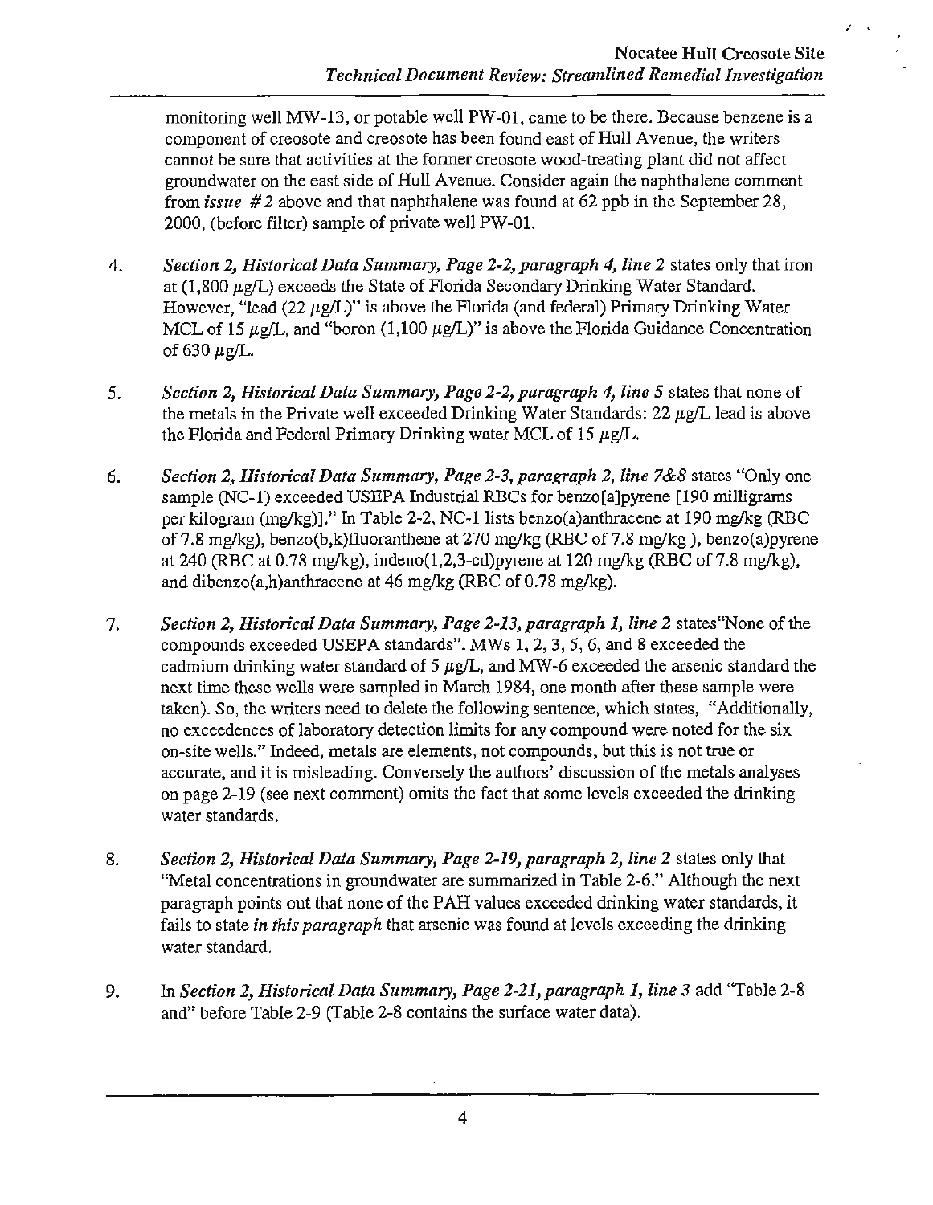monitoring well MW-13, or potable well PW-01, came to be there. Because benzene is a component of creosote and creosote has been found east of Hull Avenue, the writers cannot be sure that activities at the former creosote wood-treating plant did not affect groundwater on the east side of Hull Avenue. Consider again the naphthalene comment from *issue #2* above and that naphthalene was found at 62 ppb in the September 28, 2000, (before filter) sample of private well PW-01.

4. *Section 2, Historical Data Summary, Page 2-2, paragraph 4, line 2* states only that iron at (1,800 $\mu$g/L) exceeds the State of Florida Secondary Drinking Water Standard. However, "lead (22 $\mu$g/L)" is above the Florida (and federal) Primary Drinking Water MCL of 15 $\mu$g/L, and "boron (1,100 $\mu$g/L)" is above the Florida Guidance Concentration of 630 $\mu$g/L.

5. *Section 2, Historical Data Summary, Page 2-2, paragraph 4, line 5* states that none of the metals in the Private well exceeded Drinking Water Standards: 22 $\mu$g/L lead is above the Florida and Federal Primary Drinking water MCL of 15 $\mu$g/L.

6. *Section 2, Historical Data Summary, Page 2-3, paragraph 2, line 7&8* states "Only one sample (NC-1) exceeded USEPA Industrial RBCs for benzo[a]pyrene [190 milligrams per kilogram (mg/kg)]." In Table 2-2, NC-1 lists benzo(a)anthracene at 190 mg/kg (RBC of 7.8 mg/kg), benzo(b,k)fluoranthene at 270 mg/kg (RBC of 7.8 mg/kg ), benzo(a)pyrene at 240 (RBC at 0.78 mg/kg), indeno(1,2,3-cd)pyrene at 120 mg/kg (RBC of 7.8 mg/kg), and dibenzo(a,h)anthracene at 46 mg/kg (RBC of 0.78 mg/kg).

7. *Section 2, Historical Data Summary, Page 2-13, paragraph 1, line 2* states"None of the compounds exceeded USEPA standards". MWs 1, 2, 3, 5, 6, and 8 exceeded the cadmium drinking water standard of 5 $\mu$g/L, and MW-6 exceeded the arsenic standard the next time these wells were sampled in March 1984, one month after these sample were taken). So, the writers need to delete the following sentence, which states, "Additionally, no exceedences of laboratory detection limits for any compound were noted for the six on-site wells." Indeed, metals are elements, not compounds, but this is not true or accurate, and it is misleading. Conversely the authors' discussion of the metals analyses on page 2-19 (see next comment) omits the fact that some levels exceeded the drinking water standards.

8. *Section 2, Historical Data Summary, Page 2-19, paragraph 2, line 2* states only that "Metal concentrations in groundwater are summarized in Table 2-6." Although the next paragraph points out that none of the PAH values exceeded drinking water standards, it fails to state *in this paragraph* that arsenic was found at levels exceeding the drinking water standard.

9. In *Section 2, Historical Data Summary, Page 2-21, paragraph 1, line 3* add "Table 2-8 and" before Table 2-9 (Table 2-8 contains the surface water data).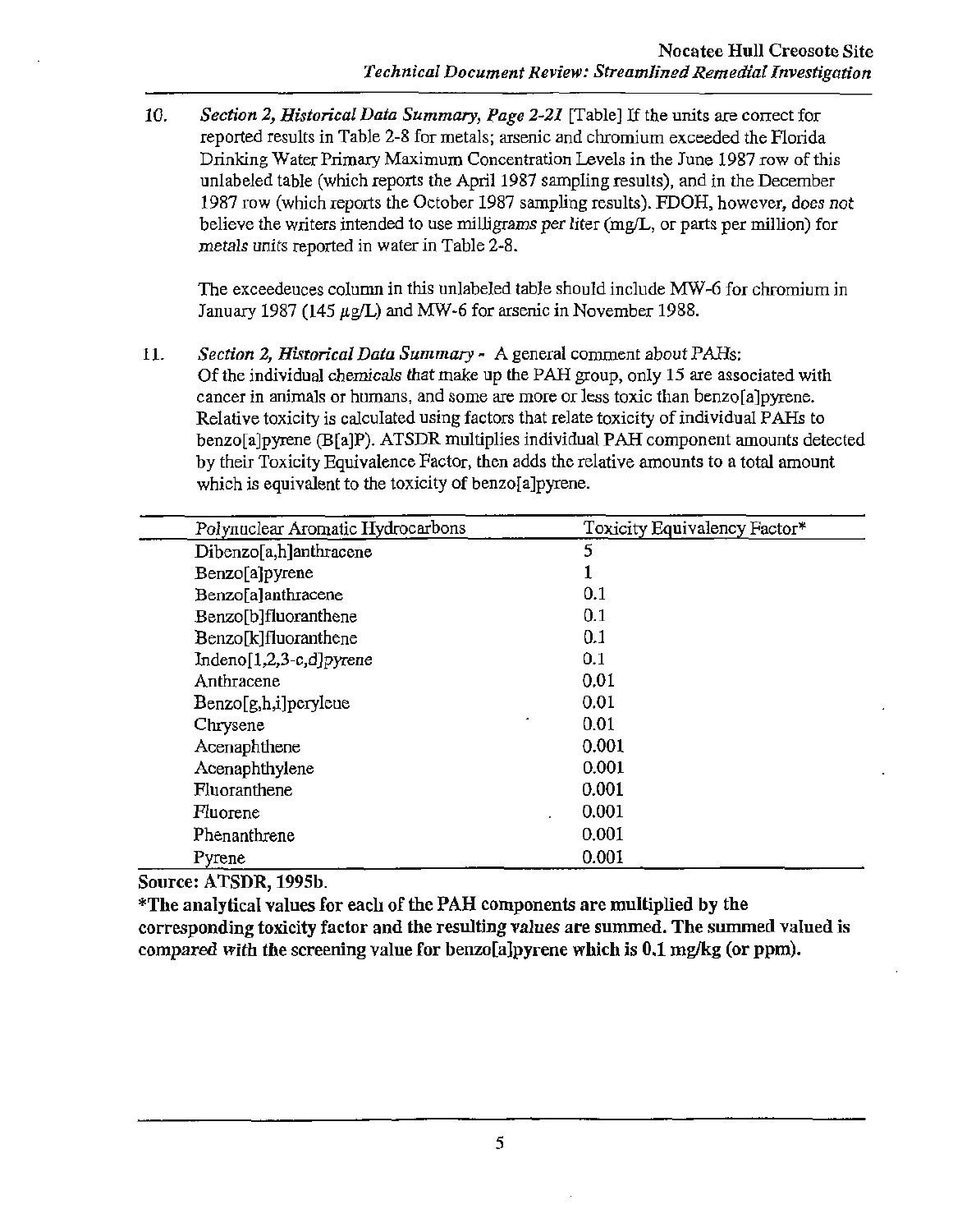10. *Section 2, Historical Data Summary, Page 2-21* [Table] If the units are correct for reported results in Table 2-8 for metals; arsenic and chromium exceeded the Florida Drinking Water Primary Maximum Concentration Levels in the June 1987 row of this unlabeled table (which reports the April 1987 sampling results), and in the December 1987 row (which reports the October 1987 sampling results). FDOH, however, *does not* believe the writers intended to use milli*grams per liter* (mg/L, or parts per million) for *metals* units reported in water in Table 2-8.

    The exceedeuces column in this unlabeled table should include MW-6 for chromium in January 1987 (145 $\mu$g/L) and MW-6 for arsenic in November 1988.

11. *Section 2, Historical Data Summary -* A general comment about PAHs: Of the individual chemicals that make up the PAH group, only 15 are associated with cancer in animals or humans, and some are more or less toxic than benzo[a]pyrene. Relative toxicity is calculated using factors that relate toxicity of individual PAHs to benzo[a]pyrene (B[a]P). ATSDR multiplies individual PAH component amounts detected by their Toxicity Equivalence Factor, then adds the relative amounts to a total amount which is equivalent to the toxicity of benzo[a]pyrene.

| Polynuclear Aromatic Hydrocarbons | Toxicity Equivalency Factor* |
|---|---|
| Dibenzo[a,h]anthracene | 5 |
| Benzo[a]pyrene | 1 |
| Benzo[a]anthracene | 0.1 |
| Benzo[b]fluoranthene | 0.1 |
| Benzo[k]fluoranthene | 0.1 |
| Indeno[1,2,3-c,d]pyrene | 0.1 |
| Anthracene | 0.01 |
| Benzo[g,h,i]perylene | 0.01 |
| Chrysene | 0.01 |
| Acenaphthene | 0.001 |
| Acenaphthylene | 0.001 |
| Fluoranthene | 0.001 |
| Fluorene | 0.001 |
| Phenanthrene | 0.001 |
| Pyrene | 0.001 |

**Source: ATSDR, 1995b.**

**\*The analytical values for each of the PAH components are multiplied by the corresponding toxicity factor and the resulting values are summed. The summed valued is compared with the screening value for benzo[a]pyrene which is 0.1 mg/kg (or ppm).**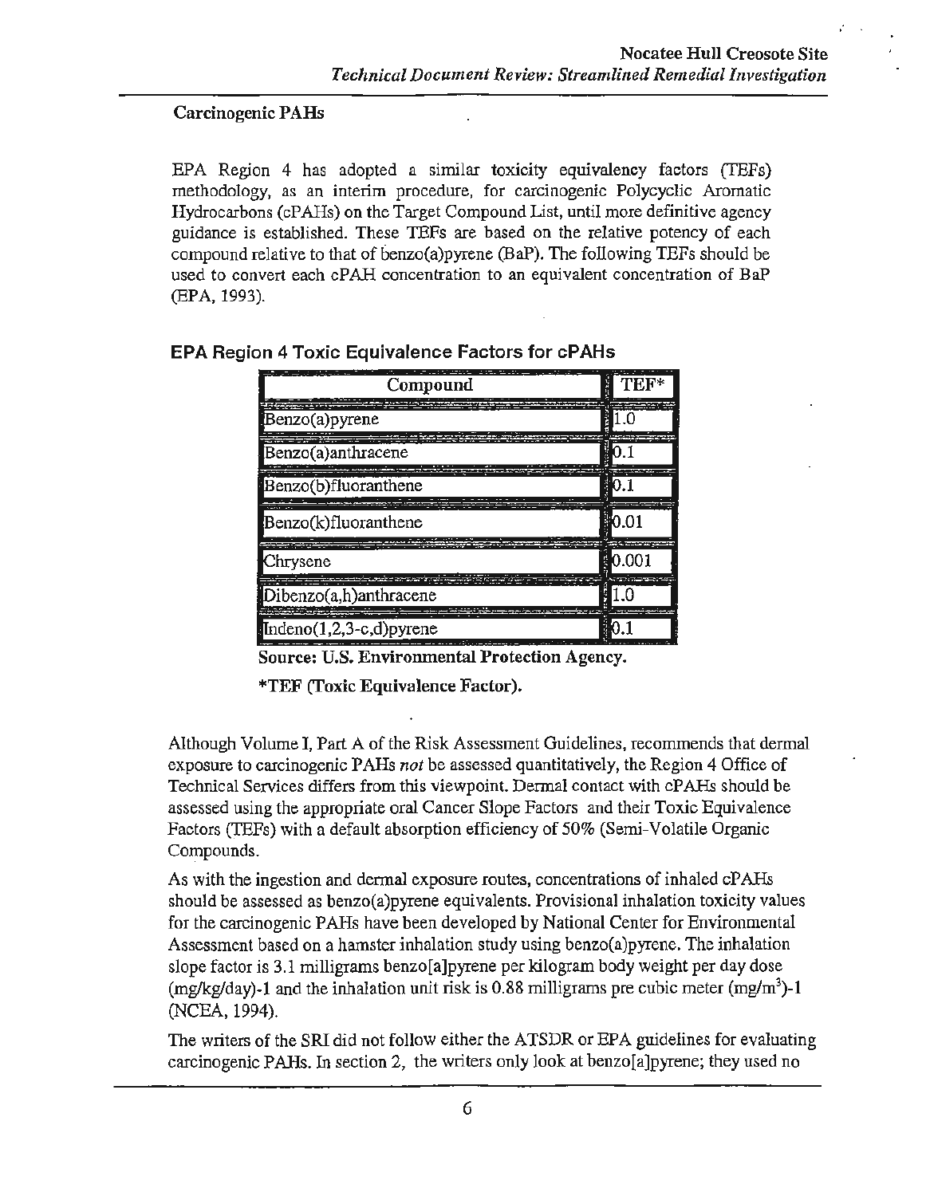### Carcinogenic PAHs

EPA Region 4 has adopted a similar toxicity equivalency factors (TEFs) methodology, as an interim procedure, for carcinogenic Polycyclic Aromatic Hydrocarbons (cPAHs) on the Target Compound List, until more definitive agency guidance is established. These TEFs are based on the relative potency of each compound relative to that of benzo(a)pyrene (BaP). The following TEFs should be used to convert each cPAH concentration to an equivalent concentration of BaP (EPA, 1993).

**EPA Region 4 Toxic Equivalence Factors for cPAHs**

| Compound | TEF* |
|---|---|
| Benzo(a)pyrene | 1.0 |
| Benzo(a)anthracene | 0.1 |
| Benzo(b)fluoranthene | 0.1 |
| Benzo(k)fluoranthene | 0.01 |
| Chrysene | 0.001 |
| Dibenzo(a,h)anthracene | 1.0 |
| Indeno(1,2,3-c,d)pyrene | 0.1 |

**Source: U.S. Environmental Protection Agency.**

**\*TEF (Toxic Equivalence Factor).**

Although Volume I, Part A of the Risk Assessment Guidelines, recommends that dermal exposure to carcinogenic PAHs *not* be assessed quantitatively, the Region 4 Office of Technical Services differs from this viewpoint. Dermal contact with cPAHs should be assessed using the appropriate oral Cancer Slope Factors and their Toxic Equivalence Factors (TEFs) with a default absorption efficiency of 50% (Semi-Volatile Organic Compounds.

As with the ingestion and dermal exposure routes, concentrations of inhaled cPAHs should be assessed as benzo(a)pyrene equivalents. Provisional inhalation toxicity values for the carcinogenic PAHs have been developed by National Center for Environmental Assessment based on a hamster inhalation study using benzo(a)pyrene. The inhalation slope factor is 3.1 milligrams benzo[a]pyrene per kilogram body weight per day dose $(mg/kg/day)^{-1}$ and the inhalation unit risk is 0.88 milligrams pre cubic meter $(mg/m^3)^{-1}$ (NCEA, 1994).

The writers of the SRI did not follow either the ATSDR or EPA guidelines for evaluating carcinogenic PAHs. In section 2, the writers only look at benzo[a]pyrene; they used no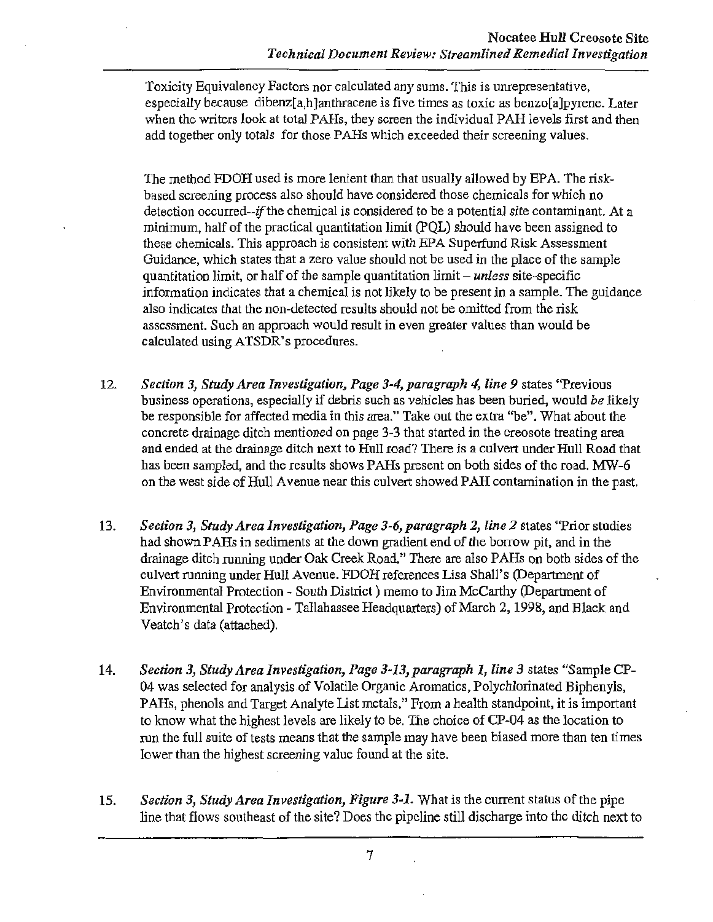Toxicity Equivalency Factors nor calculated any sums. This is unrepresentative, especially because dibenz[a,h]anthracene is five times as toxic as benzo[a]pyrene. Later when the writers look at total PAHs, they screen the individual PAH levels first and then add together only totals for those PAHs which exceeded their screening values.

The method FDOH used is more lenient than that usually allowed by EPA. The risk-based screening process also should have considered those chemicals for which no detection occurred--*if* the chemical is considered to be a potential *site* contaminant. At a minimum, half of the practical quantitation limit (PQL) should have been assigned to these chemicals. This approach is consistent with EPA Superfund Risk Assessment Guidance, which states that a zero value should not be used in the place of the sample quantitation limit, or half of the sample quantitation limit – *unless* site-specific information indicates that a chemical is not likely to be present in a sample. The guidance also indicates that the non-detected results should not be omitted from the risk assessment. Such an approach would result in even greater values than would be calculated using ATSDR's procedures.

12. ***Section 3, Study Area Investigation, Page 3-4, paragraph 4, line 9*** states "Previous business operations, especially if debris such as vehicles has been buried, would *be* likely be responsible for affected media in this area." Take out the extra "be". What about the concrete drainage ditch mentioned on page 3-3 that started in the creosote treating area and ended at the drainage ditch next to Hull road? There is a culvert under Hull Road that has been sampled, and the results shows PAHs present on both sides of the road. MW-6 on the west side of Hull Avenue near this culvert showed PAH contamination in the past.

13. ***Section 3, Study Area Investigation, Page 3-6, paragraph 2, line 2*** states "Prior studies had shown PAHs in sediments at the down gradient end of the borrow pit, and in the drainage ditch running under Oak Creek Road." There are also PAHs on both sides of the culvert running under Hull Avenue. FDOH references Lisa Shall's (Department of Environmental Protection - South District ) memo to Jim McCarthy (Department of Environmental Protection - Tallahassee Headquarters) of March 2, 1998, and Black and Veatch's data (attached).

14. ***Section 3, Study Area Investigation, Page 3-13, paragraph 1, line 3*** states "Sample CP-04 was selected for analysis of Volatile Organic Aromatics, Polychlorinated Biphenyls, PAHs, phenols and Target Analyte List metals." From a health standpoint, it is important to know what the highest levels are likely to be. The choice of CP-04 as the location to run the full suite of tests means that the sample may have been biased more than ten times lower than the highest screening value found at the site.

15. ***Section 3, Study Area Investigation, Figure 3-1.*** What is the current status of the pipe line that flows southeast of the site? Does the pipeline still discharge into the ditch next to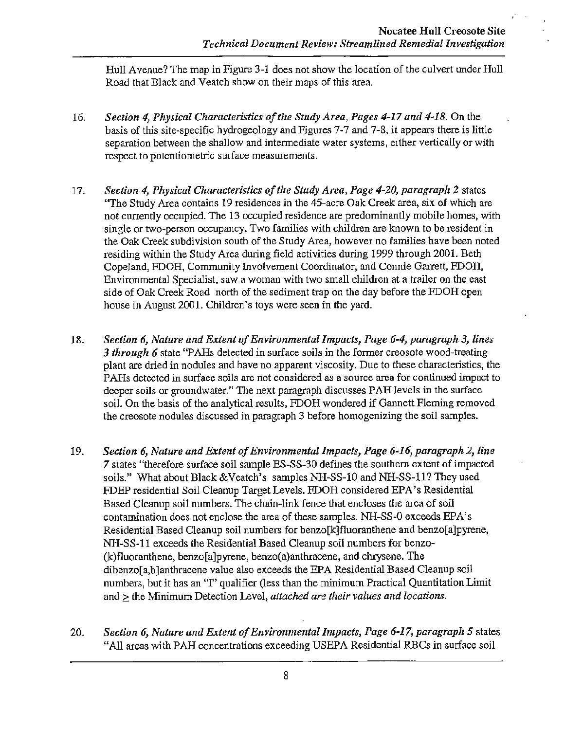Hull Avenue? The map in Figure 3-1 does not show the location of the culvert under Hull Road that Black and Veatch show on their maps of this area.

16. *Section 4, Physical Characteristics of the Study Area, Pages 4-17 and 4-18.* On the basis of this site-specific hydrogeology and Figures 7-7 and 7-8, it appears there is little separation between the shallow and intermediate water systems, either vertically or with respect to potentiometric surface measurements.

17. *Section 4, Physical Characteristics of the Study Area, Page 4-20, paragraph 2* states "The Study Area contains 19 residences in the 45-acre Oak Creek area, six of which are not currently occupied. The 13 occupied residence are predominantly mobile homes, with single or two-person occupancy. Two families with children are known to be resident in the Oak Creek subdivision south of the Study Area, however no families have been noted residing within the Study Area during field activities during 1999 through 2001. Beth Copeland, FDOH, Community Involvement Coordinator, and Connie Garrett, FDOH, Environmental Specialist, saw a woman with two small children at a trailer on the east side of Oak Creek Road north of the sediment trap on the day before the FDOH open house in August 2001. Children's toys were seen in the yard.

18. *Section 6, Nature and Extent of Environmental Impacts, Page 6-4, paragraph 3, lines 3 through 6* state "PAHs detected in surface soils in the former creosote wood-treating plant are dried in nodules and have no apparent viscosity. Due to these characteristics, the PAHs detected in surface soils are not considered as a source area for continued impact to deeper soils or groundwater." The next paragraph discusses PAH levels in the surface soil. On the basis of the analytical results, FDOH wondered if Gannett Fleming removed the creosote nodules discussed in paragraph 3 before homogenizing the soil samples.

19. *Section 6, Nature and Extent of Environmental Impacts, Page 6-16, paragraph 2, line 7* states "therefore surface soil sample ES-SS-30 defines the southern extent of impacted soils." What about Black &Veatch's samples NH-SS-10 and NH-SS-11? They used FDEP residential Soil Cleanup Target Levels. FDOH considered EPA's Residential Based Cleanup soil numbers. The chain-link fence that encloses the area of soil contamination does not enclose the area of these samples. NH-SS-0 exceeds EPA's Residential Based Cleanup soil numbers for benzo[k]fluoranthene and benzo[a]pyrene, NH-SS-11 exceeds the Residential Based Cleanup soil numbers for benzo-(k)fluoranthene, benzo[a]pyrene, benzo(a)anthracene, and chrysene. The dibenzo[a,h]anthracene value also exceeds the EPA Residential Based Cleanup soil numbers, but it has an "I" qualifier (less than the minimum Practical Quantitation Limit and ≥ the Minimum Detection Level, *attached are their values and locations.*

20. *Section 6, Nature and Extent of Environmental Impacts, Page 6-17, paragraph 5* states "All areas with PAH concentrations exceeding USEPA Residential RBCs in surface soil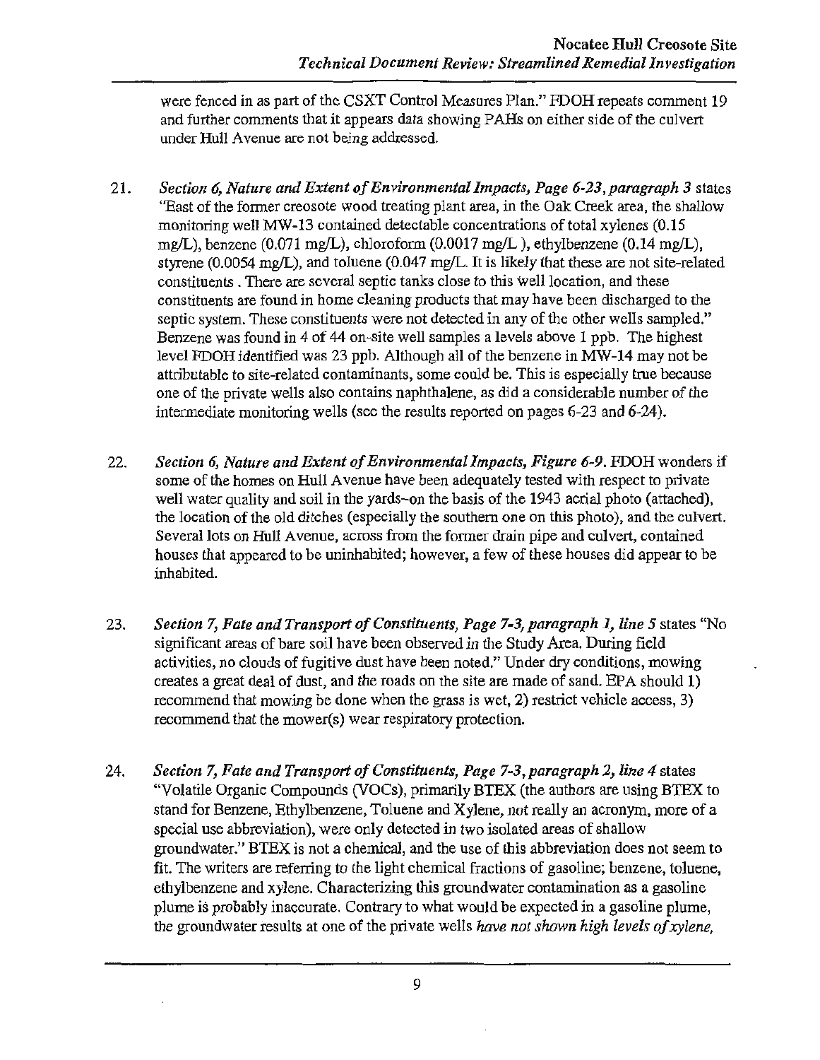were fenced in as part of the CSXT Control Measures Plan." FDOH repeats comment 19 and further comments that it appears data showing PAHs on either side of the culvert under Hull Avenue are not being addressed.

21. *Section 6, Nature and Extent of Environmental Impacts, Page 6-23, paragraph 3* states "East of the former creosote wood treating plant area, in the Oak Creek area, the shallow monitoring well MW-13 contained detectable concentrations of total xylenes (0.15 mg/L), benzene (0.071 mg/L), chloroform (0.0017 mg/L ), ethylbenzene (0.14 mg/L), styrene (0.0054 mg/L), and toluene (0.047 mg/L. It is likely that these are not site-related constituents . There are several septic tanks close to this well location, and these constituents are found in home cleaning products that may have been discharged to the septic system. These constituents were not detected in any of the other wells sampled." Benzene was found in 4 of 44 on-site well samples a levels above 1 ppb. The highest level FDOH identified was 23 ppb. Although all of the benzene in MW-14 may not be attributable to site-related contaminants, some could be. This is especially true because one of the private wells also contains naphthalene, as did a considerable number of the intermediate monitoring wells (see the results reported on pages 6-23 and 6-24).

22. *Section 6, Nature and Extent of Environmental Impacts, Figure 6-9.* FDOH wonders if some of the homes on Hull Avenue have been adequately tested with respect to private well water quality and soil in the yards–on the basis of the 1943 aerial photo (attached), the location of the old ditches (especially the southern one on this photo), and the culvert. Several lots on Hull Avenue, across from the former drain pipe and culvert, contained houses that appeared to be uninhabited; however, a few of these houses did appear to be inhabited.

23. *Section 7, Fate and Transport of Constituents, Page 7-3, paragraph 1, line 5* states "No significant areas of bare soil have been observed in the Study Area. During field activities, no clouds of fugitive dust have been noted." Under dry conditions, mowing creates a great deal of dust, and the roads on the site are made of sand. EPA should 1) recommend that mowing be done when the grass is wet, 2) restrict vehicle access, 3) recommend that the mower(s) wear respiratory protection.

24. *Section 7, Fate and Transport of Constituents, Page 7-3, paragraph 2, line 4* states "Volatile Organic Compounds (VOCs), primarily BTEX (the authors are using BTEX to stand for Benzene, Ethylbenzene, Toluene and Xylene, not really an acronym, more of a special use abbreviation), were only detected in two isolated areas of shallow groundwater." BTEX is not a chemical, and the use of this abbreviation does not seem to fit. The writers are referring to the light chemical fractions of gasoline; benzene, toluene, ethylbenzene and xylene. Characterizing this groundwater contamination as a gasoline plume is probably inaccurate. Contrary to what would be expected in a gasoline plume, the groundwater results at one of the private wells *have not shown high levels of xylene,*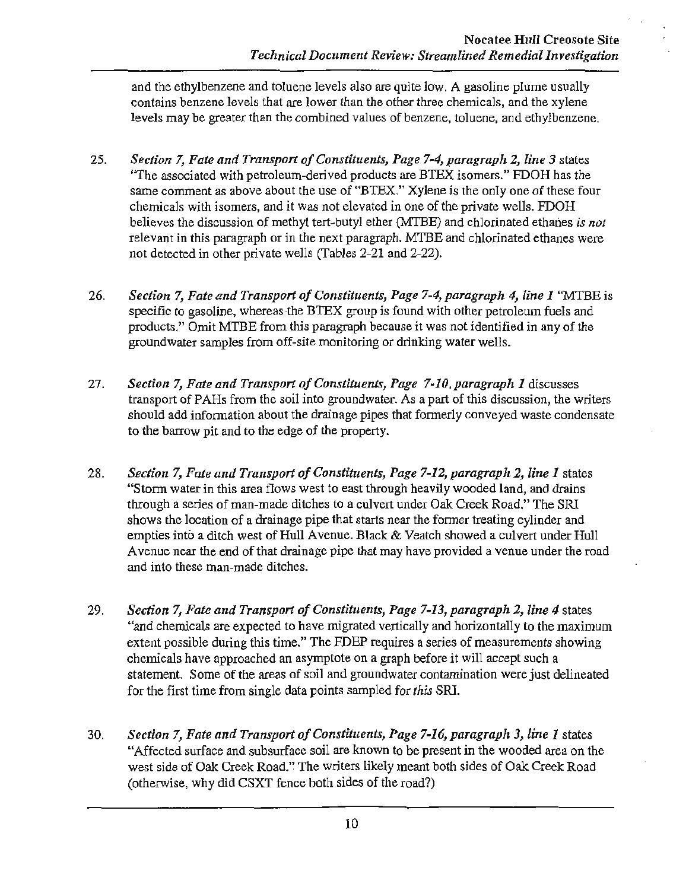and the ethylbenzene and toluene levels also are quite low. A gasoline plume usually contains benzene levels that are lower than the other three chemicals, and the xylene levels may be greater than the combined values of benzene, toluene, and ethylbenzene.

25. *Section 7, Fate and Transport of Constituents, Page 7-4, paragraph 2, line 3* states "The associated with petroleum-derived products are BTEX isomers." FDOH has the same comment as above about the use of "BTEX." Xylene is the only one of these four chemicals with isomers, and it was not elevated in one of the private wells. FDOH believes the discussion of methyl tert-butyl ether (MTBE) and chlorinated ethanes *is not* relevant in this paragraph or in the next paragraph. MTBE and chlorinated ethanes were not detected in other private wells (Tables 2-21 and 2-22).

26. *Section 7, Fate and Transport of Constituents, Page 7-4, paragraph 4, line 1* "MTBE is specific to gasoline, whereas the BTEX group is found with other petroleum fuels and products." Omit MTBE from this paragraph because it was not identified in any of the groundwater samples from off-site monitoring or drinking water wells.

27. *Section 7, Fate and Transport of Constituents, Page 7-10, paragraph 1* discusses transport of PAHs from the soil into groundwater. As a part of this discussion, the writers should add information about the drainage pipes that formerly conveyed waste condensate to the barrow pit and to the edge of the property.

28. *Section 7, Fate and Transport of Constituents, Page 7-12, paragraph 2, line 1* states "Storm water in this area flows west to east through heavily wooded land, and drains through a series of man-made ditches to a culvert under Oak Creek Road." The SRI shows the location of a drainage pipe that starts near the former treating cylinder and empties into a ditch west of Hull Avenue. Black & Veatch showed a culvert under Hull Avenue near the end of that drainage pipe that may have provided a venue under the road and into these man-made ditches.

29. *Section 7, Fate and Transport of Constituents, Page 7-13, paragraph 2, line 4* states "and chemicals are expected to have migrated vertically and horizontally to the maximum extent possible during this time." The FDEP requires a series of measurements showing chemicals have approached an asymptote on a graph before it will accept such a statement. Some of the areas of soil and groundwater contamination were just delineated for the first time from single data points sampled for *this* SRI.

30. *Section 7, Fate and Transport of Constituents, Page 7-16, paragraph 3, line 1* states "Affected surface and subsurface soil are known to be present in the wooded area on the west side of Oak Creek Road." The writers likely meant both sides of Oak Creek Road (otherwise, why did CSXT fence both sides of the road?)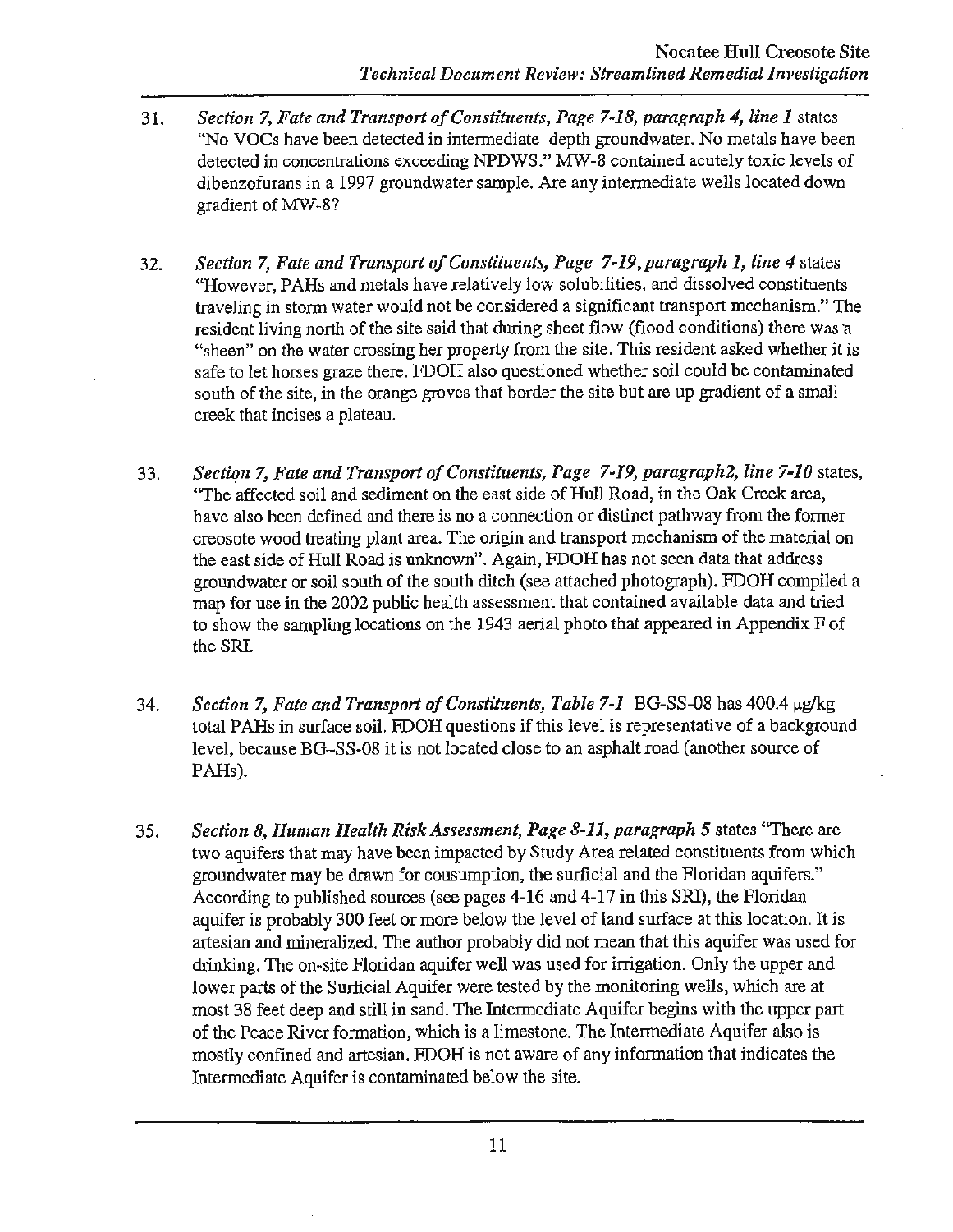31. *Section 7, Fate and Transport of Constituents, Page 7-18, paragraph 4, line 1* states "No VOCs have been detected in intermediate depth groundwater. No metals have been detected in concentrations exceeding NPDWS." MW-8 contained acutely toxic levels of dibenzofurans in a 1997 groundwater sample. Are any intermediate wells located down gradient of MW-8?

32. *Section 7, Fate and Transport of Constituents, Page 7-19, paragraph 1, line 4* states "However, PAHs and metals have relatively low solubilities, and dissolved constituents traveling in storm water would not be considered a significant transport mechanism." The resident living north of the site said that during sheet flow (flood conditions) there was a "sheen" on the water crossing her property from the site. This resident asked whether it is safe to let horses graze there. FDOH also questioned whether soil could be contaminated south of the site, in the orange groves that border the site but are up gradient of a small creek that incises a plateau.

33. *Section 7, Fate and Transport of Constituents, Page 7-19, paragraph2, line 7-10* states, "The affected soil and sediment on the east side of Hull Road, in the Oak Creek area, have also been defined and there is no a connection or distinct pathway from the former creosote wood treating plant area. The origin and transport mechanism of the material on the east side of Hull Road is unknown". Again, FDOH has not seen data that address groundwater or soil south of the south ditch (see attached photograph). FDOH compiled a map for use in the 2002 public health assessment that contained available data and tried to show the sampling locations on the 1943 aerial photo that appeared in Appendix F of the SRI.

34. *Section 7, Fate and Transport of Constituents, Table 7-1* BG-SS-08 has 400.4 μg/kg total PAHs in surface soil. FDOH questions if this level is representative of a background level, because BG-SS-08 it is not located close to an asphalt road (another source of PAHs).

35. *Section 8, Human Health Risk Assessment, Page 8-11, paragraph 5* states "There are two aquifers that may have been impacted by Study Area related constituents from which groundwater may be drawn for cousumption, the surficial and the Floridan aquifers." According to published sources (see pages 4-16 and 4-17 in this SRI), the Floridan aquifer is probably 300 feet or more below the level of land surface at this location. It is artesian and mineralized. The author probably did not mean that this aquifer was used for drinking. The on-site Floridan aquifer well was used for irrigation. Only the upper and lower parts of the Surficial Aquifer were tested by the monitoring wells, which are at most 38 feet deep and still in sand. The Intermediate Aquifer begins with the upper part of the Peace River formation, which is a limestone. The Intermediate Aquifer also is mostly confined and artesian. FDOH is not aware of any information that indicates the Intermediate Aquifer is contaminated below the site.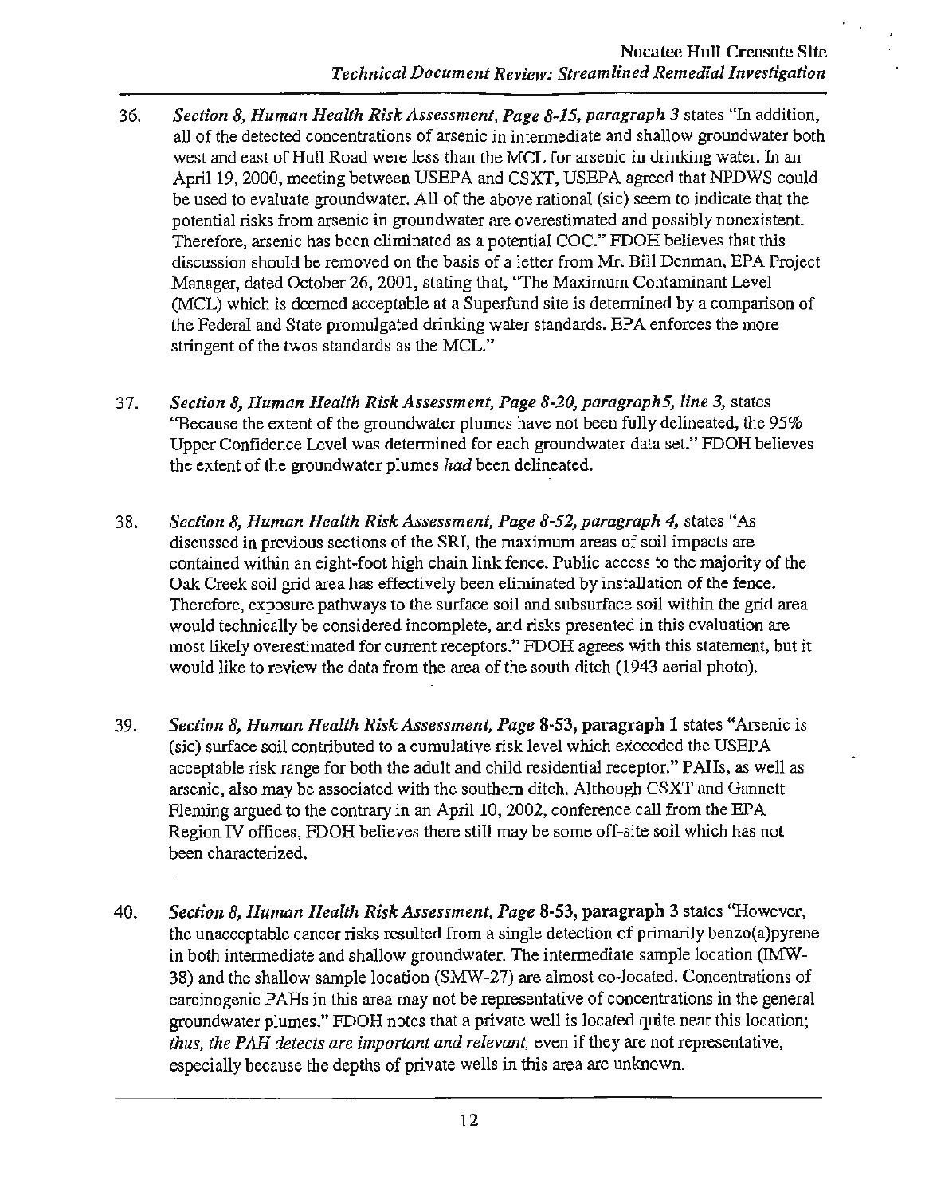36. *Section 8, Human Health Risk Assessment, Page 8-15, paragraph 3* states "In addition, all of the detected concentrations of arsenic in intermediate and shallow groundwater both west and east of Hull Road were less than the MCL for arsenic in drinking water. In an April 19, 2000, meeting between USEPA and CSXT, USEPA agreed that NPDWS could be used to evaluate groundwater. All of the above rational (sic) seem to indicate that the potential risks from arsenic in groundwater are overestimated and possibly nonexistent. Therefore, arsenic has been eliminated as a potential COC." FDOH believes that this discussion should be removed on the basis of a letter from Mr. Bill Denman, EPA Project Manager, dated October 26, 2001, stating that, "The Maximum Contaminant Level (MCL) which is deemed acceptable at a Superfund site is determined by a comparison of the Federal and State promulgated drinking water standards. EPA enforces the more stringent of the twos standards as the MCL."

37. *Section 8, Human Health Risk Assessment, Page 8-20, paragraph5, line 3,* states "Because the extent of the groundwater plumes have not been fully delineated, the 95% Upper Confidence Level was determined for each groundwater data set." FDOH believes the extent of the groundwater plumes *had* been delineated.

38. *Section 8, Human Health Risk Assessment, Page 8-52, paragraph 4,* states "As discussed in previous sections of the SRI, the maximum areas of soil impacts are contained within an eight-foot high chain link fence. Public access to the majority of the Oak Creek soil grid area has effectively been eliminated by installation of the fence. Therefore, exposure pathways to the surface soil and subsurface soil within the grid area would technically be considered incomplete, and risks presented in this evaluation are most likely overestimated for current receptors." FDOH agrees with this statement, but it would like to review the data from the area of the south ditch (1943 aerial photo).

39. *Section 8, Human Health Risk Assessment, Page* 8-53, paragraph 1 states "Arsenic is (sic) surface soil contributed to a cumulative risk level which exceeded the USEPA acceptable risk range for both the adult and child residential receptor." PAHs, as well as arsenic, also may be associated with the southern ditch. Although CSXT and Gannett Fleming argued to the contrary in an April 10, 2002, conference call from the EPA Region IV offices, FDOH believes there still may be some off-site soil which has not been characterized.

40. *Section 8, Human Health Risk Assessment, Page* 8-53, paragraph 3 states "However, the unacceptable cancer risks resulted from a single detection of primarily benzo(a)pyrene in both intermediate and shallow groundwater. The intermediate sample location (IMW-38) and the shallow sample location (SMW-27) are almost co-located. Concentrations of carcinogenic PAHs in this area may not be representative of concentrations in the general groundwater plumes." FDOH notes that a private well is located quite near this location; *thus, the PAH detects are important and relevant,* even if they are not representative, especially because the depths of private wells in this area are unknown.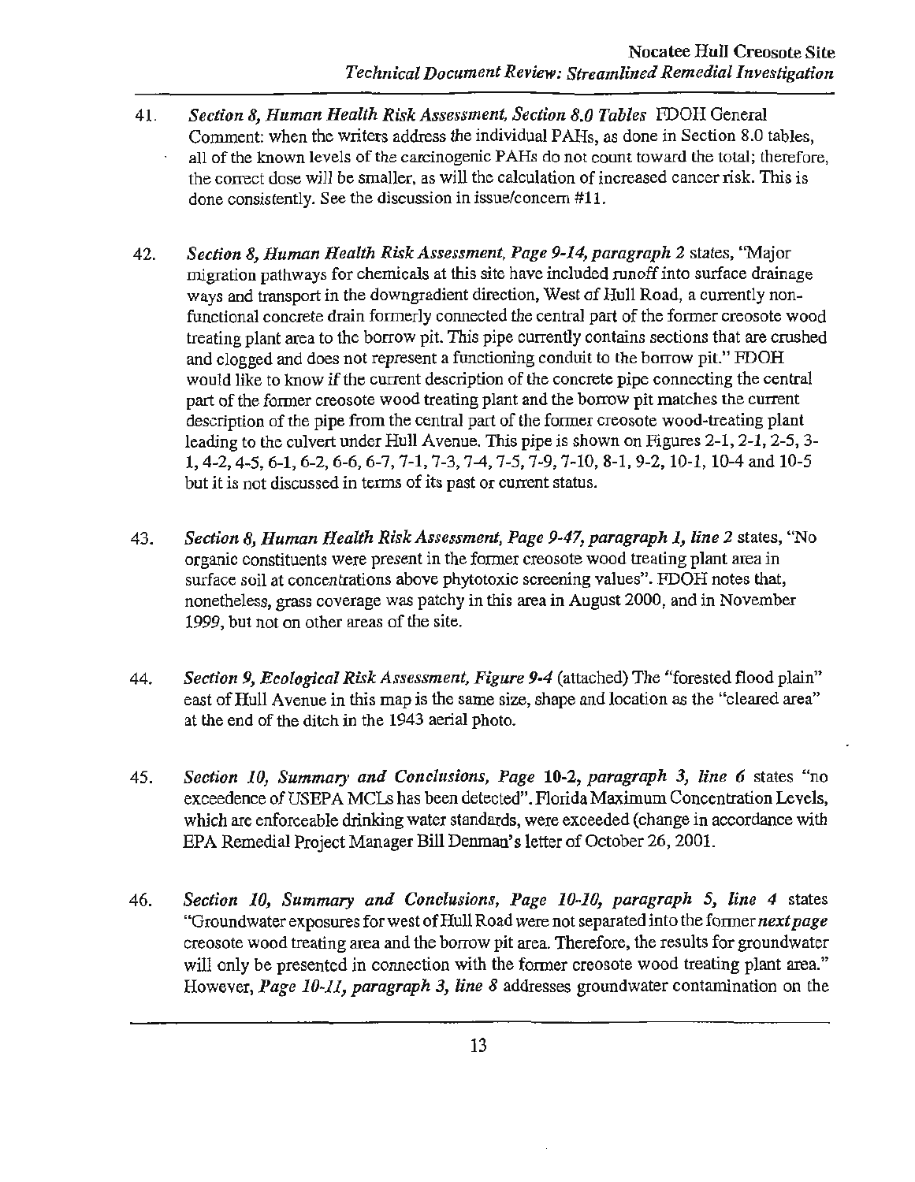41. *Section 8, Human Health Risk Assessment, Section 8.0 Tables* FDOH General Comment: when the writers address the individual PAHs, as done in Section 8.0 tables, all of the known levels of the carcinogenic PAHs do not count toward the total; therefore, the correct dose will be smaller, as will the calculation of increased cancer risk. This is done consistently. See the discussion in issue/concern #11.

42. *Section 8, Human Health Risk Assessment, Page 9-14, paragraph 2* states, "Major migration pathways for chemicals at this site have included runoff into surface drainage ways and transport in the downgradient direction, West of Hull Road, a currently non-functional concrete drain formerly connected the central part of the former creosote wood treating plant area to the borrow pit. This pipe currently contains sections that are crushed and clogged and does not represent a functioning conduit to the borrow pit." FDOH would like to know if the current description of the concrete pipe connecting the central part of the former creosote wood treating plant and the borrow pit matches the current description of the pipe from the central part of the former creosote wood-treating plant leading to the culvert under Hull Avenue. This pipe is shown on Figures 2-1, 2-1, 2-5, 3-1, 4-2, 4-5, 6-1, 6-2, 6-6, 6-7, 7-1, 7-3, 7-4, 7-5, 7-9, 7-10, 8-1, 9-2, 10-1, 10-4 and 10-5 but it is not discussed in terms of its past or current status.

43. *Section 8, Human Health Risk Assessment, Page 9-47, paragraph 1, line 2* states, "No organic constituents were present in the former creosote wood treating plant area in surface soil at concentrations above phytotoxic screening values". FDOH notes that, nonetheless, grass coverage was patchy in this area in August 2000, and in November 1999, but not on other areas of the site.

44. *Section 9, Ecological Risk Assessment, Figure 9-4* (attached) The "forested flood plain" east of Hull Avenue in this map is the same size, shape and location as the "cleared area" at the end of the ditch in the 1943 aerial photo.

45. *Section 10, Summary and Conclusions, Page 10-2, paragraph 3, line 6* states "no exceedence of USEPA MCLs has been detected". Florida Maximum Concentration Levels, which are enforceable drinking water standards, were exceeded (change in accordance with EPA Remedial Project Manager Bill Denman's letter of October 26, 2001.

46. *Section 10, Summary and Conclusions, Page 10-10, paragraph 5, line 4* states "Groundwater exposures for west of Hull Road were not separated into the former *next page* creosote wood treating area and the borrow pit area. Therefore, the results for groundwater will only be presented in connection with the former creosote wood treating plant area." However, *Page 10-11, paragraph 3, line 8* addresses groundwater contamination on the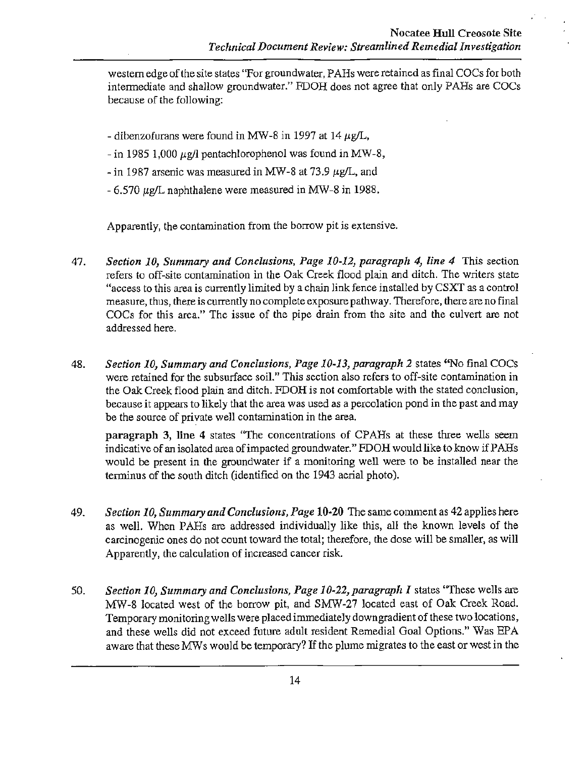western edge of the site states "For groundwater, PAHs were retained as final COCs for both intermediate and shallow groundwater." FDOH does not agree that only PAHs are COCs because of the following:

- dibenzofurans were found in MW-8 in 1997 at 14 $\mu$g/L,
- in 1985 1,000 $\mu$g/l pentachlorophenol was found in MW-8,
- in 1987 arsenic was measured in MW-8 at 73.9 $\mu$g/L, and
- 6.570 $\mu$g/L naphthalene were measured in MW-8 in 1988.

Apparently, the contamination from the borrow pit is extensive.

47. *Section 10, Summary and Conclusions, Page 10-12, paragraph 4, line 4* This section refers to off-site contamination in the Oak Creek flood plain and ditch. The writers state "access to this area is currently limited by a chain link fence installed by CSXT as a control measure, thus, there is currently no complete exposure pathway. Therefore, there are no final COCs for this area." The issue of the pipe drain from the site and the culvert are not addressed here.

48. *Section 10, Summary and Conclusions, Page 10-13, paragraph 2* states "No final COCs were retained for the subsurface soil." This section also refers to off-site contamination in the Oak Creek flood plain and ditch. FDOH is not comfortable with the stated conclusion, because it appears to likely that the area was used as a percolation pond in the past and may be the source of private well contamination in the area.

    **paragraph 3, line 4** states "The concentrations of CPAHs at these three wells seem indicative of an isolated area of impacted groundwater." FDOH would like to know if PAHs would be present in the groundwater if a monitoring well were to be installed near the terminus of the south ditch (identified on the 1943 aerial photo).

49. *Section 10, Summary and Conclusions, Page* **10-20** The same comment as 42 applies here as well. When PAHs are addressed individually like this, all the known levels of the carcinogenic ones do not count toward the total; therefore, the dose will be smaller, as will Apparently, the calculation of increased cancer risk.

50. *Section 10, Summary and Conclusions, Page 10-22, paragraph 1* states "These wells are MW-8 located west of the borrow pit, and SMW-27 located east of Oak Creek Road. Temporary monitoring wells were placed immediately downgradient of these two locations, and these wells did not exceed future adult resident Remedial Goal Options." Was EPA aware that these MWs would be temporary? If the plume migrates to the east or west in the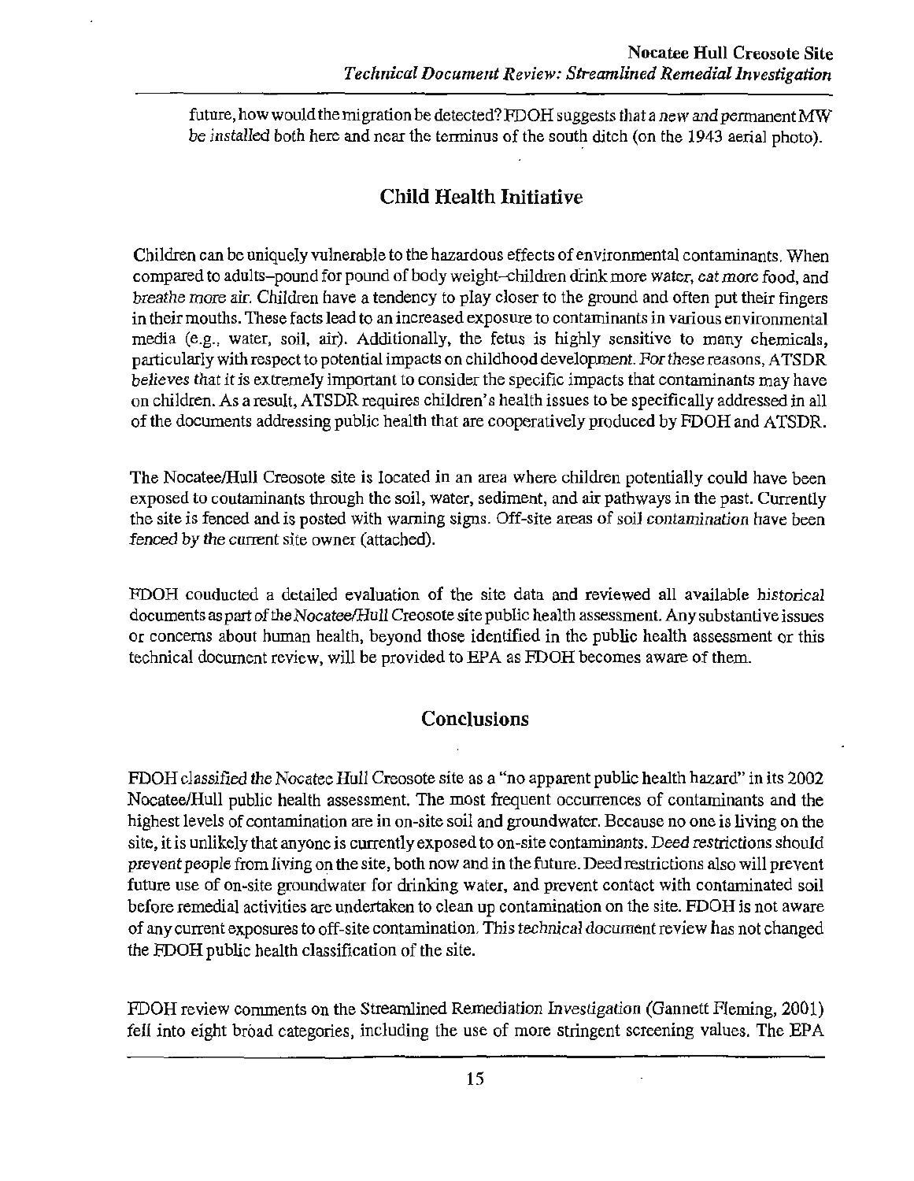future, how would the migration be detected? FDOH suggests that a new and permanent MW be installed both here and near the terminus of the south ditch (on the 1943 aerial photo).

## Child Health Initiative

Children can be uniquely vulnerable to the hazardous effects of environmental contaminants. When compared to adults–pound for pound of body weight–children drink more water, eat more food, and breathe more air. Children have a tendency to play closer to the ground and often put their fingers in their mouths. These facts lead to an increased exposure to contaminants in various environmental media (e.g., water, soil, air). Additionally, the fetus is highly sensitive to many chemicals, particularly with respect to potential impacts on childhood development. For these reasons, ATSDR believes that it is extremely important to consider the specific impacts that contaminants may have on children. As a result, ATSDR requires children's health issues to be specifically addressed in all of the documents addressing public health that are cooperatively produced by FDOH and ATSDR.

The Nocatee/Hull Creosote site is located in an area where children potentially could have been exposed to contaminants through the soil, water, sediment, and air pathways in the past. Currently the site is fenced and is posted with warning signs. Off-site areas of soil contamination have been fenced by the current site owner (attached).

FDOH conducted a detailed evaluation of the site data and reviewed all available historical documents as part of the Nocatee/Hull Creosote site public health assessment. Any substantive issues or concerns about human health, beyond those identified in the public health assessment or this technical document review, will be provided to EPA as FDOH becomes aware of them.

## Conclusions

FDOH classified the Nocatee Hull Creosote site as a "no apparent public health hazard" in its 2002 Nocatee/Hull public health assessment. The most frequent occurrences of contaminants and the highest levels of contamination are in on-site soil and groundwater. Because no one is living on the site, it is unlikely that anyone is currently exposed to on-site contaminants. Deed restrictions should prevent people from living on the site, both now and in the future. Deed restrictions also will prevent future use of on-site groundwater for drinking water, and prevent contact with contaminated soil before remedial activities are undertaken to clean up contamination on the site. FDOH is not aware of any current exposures to off-site contamination. This technical document review has not changed the FDOH public health classification of the site.

FDOH review comments on the Streamlined Remediation Investigation (Gannett Fleming, 2001) fell into eight broad categories, including the use of more stringent screening values. The EPA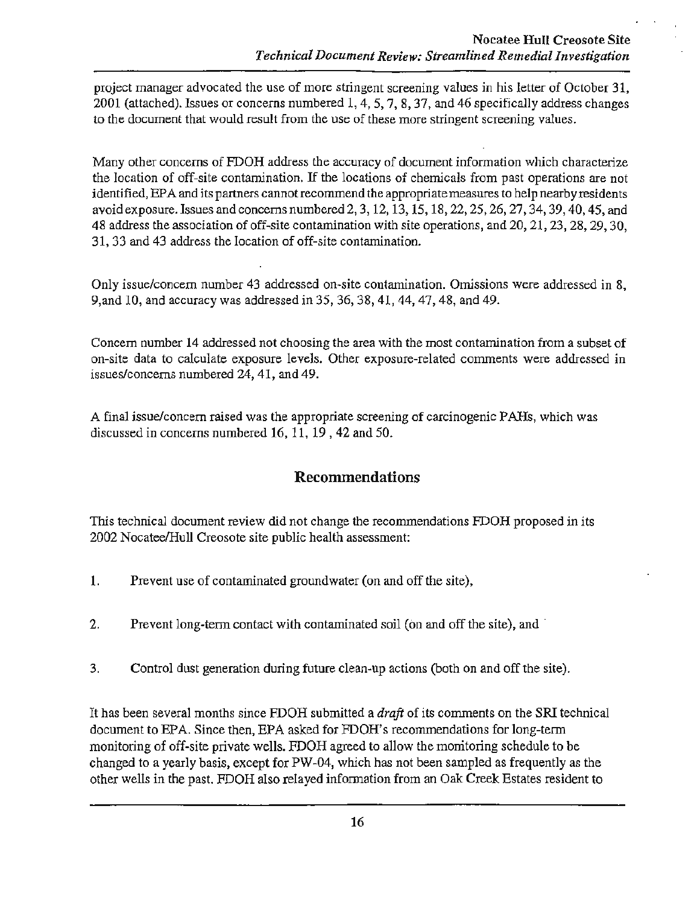project manager advocated the use of more stringent screening values in his letter of October 31, 2001 (attached). Issues or concerns numbered 1, 4, 5, 7, 8, 37, and 46 specifically address changes to the document that would result from the use of these more stringent screening values.

Many other concerns of FDOH address the accuracy of document information which characterize the location of off-site contamination. If the locations of chemicals from past operations are not identified, EPA and its partners cannot recommend the appropriate measures to help nearby residents avoid exposure. Issues and concerns numbered 2, 3, 12, 13, 15, 18, 22, 25, 26, 27, 34, 39, 40, 45, and 48 address the association of off-site contamination with site operations, and 20, 21, 23, 28, 29, 30, 31, 33 and 43 address the location of off-site contamination.

Only issue/concern number 43 addressed on-site contamination. Omissions were addressed in 8, 9,and 10, and accuracy was addressed in 35, 36, 38, 41, 44, 47, 48, and 49.

Concern number 14 addressed not choosing the area with the most contamination from a subset of on-site data to calculate exposure levels. Other exposure-related comments were addressed in issues/concerns numbered 24, 41, and 49.

A final issue/concern raised was the appropriate screening of carcinogenic PAHs, which was discussed in concerns numbered 16, 11, 19 , 42 and 50.

## Recommendations

This technical document review did not change the recommendations FDOH proposed in its 2002 Nocatee/Hull Creosote site public health assessment:

1. Prevent use of contaminated groundwater (on and off the site),
2. Prevent long-term contact with contaminated soil (on and off the site), and
3. Control dust generation during future clean-up actions (both on and off the site).

It has been several months since FDOH submitted a *draft* of its comments on the SRI technical document to EPA. Since then, EPA asked for FDOH's recommendations for long-term monitoring of off-site private wells. FDOH agreed to allow the monitoring schedule to be changed to a yearly basis, except for PW-04, which has not been sampled as frequently as the other wells in the past. FDOH also relayed information from an Oak Creek Estates resident to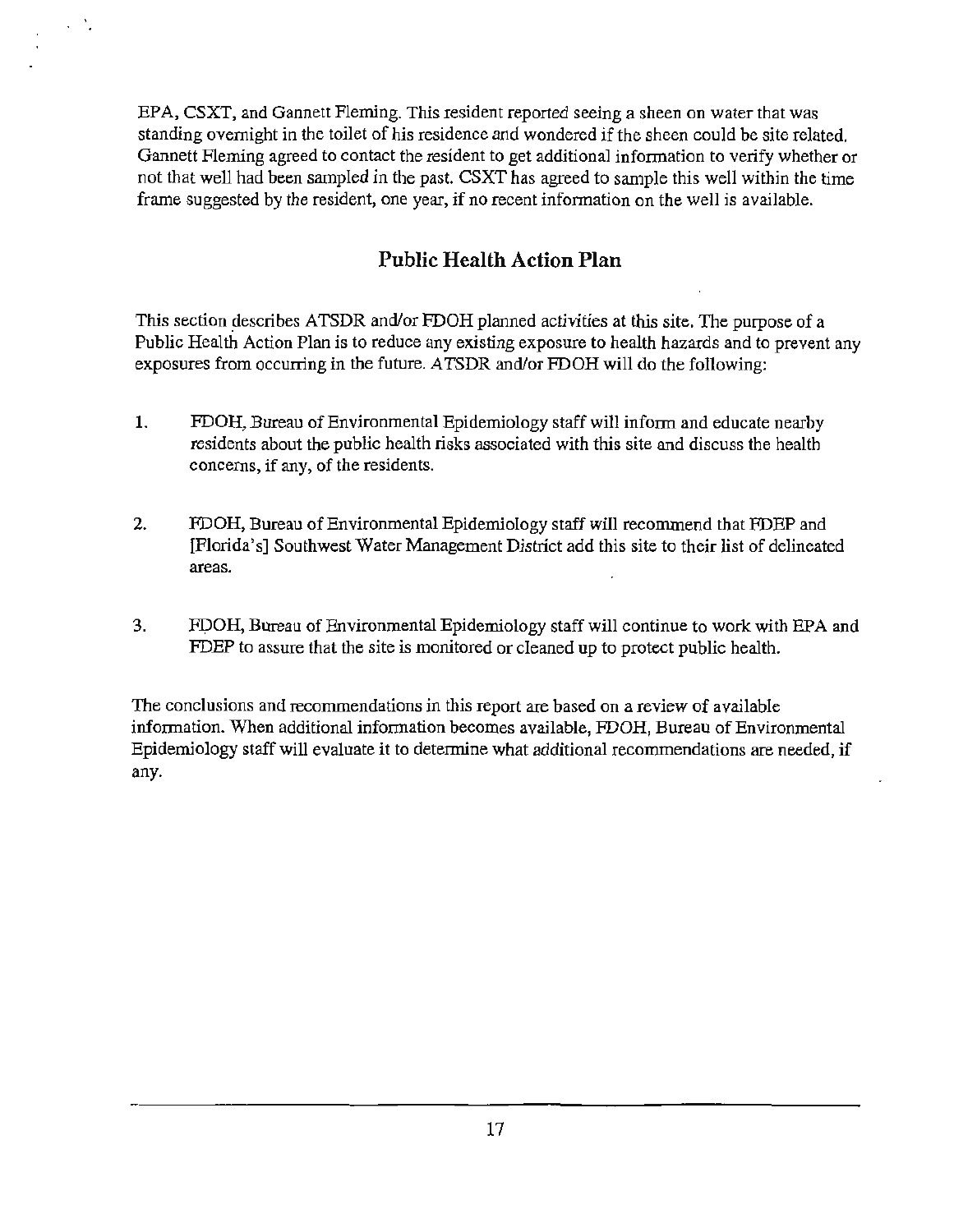EPA, CSXT, and Gannett Fleming. This resident reported seeing a sheen on water that was standing overnight in the toilet of his residence and wondered if the sheen could be site related. Gannett Fleming agreed to contact the resident to get additional information to verify whether or not that well had been sampled in the past. CSXT has agreed to sample this well within the time frame suggested by the resident, one year, if no recent information on the well is available.

## Public Health Action Plan

This section describes ATSDR and/or FDOH planned activities at this site. The purpose of a Public Health Action Plan is to reduce any existing exposure to health hazards and to prevent any exposures from occurring in the future. ATSDR and/or FDOH will do the following:

1. FDOH, Bureau of Environmental Epidemiology staff will inform and educate nearby residents about the public health risks associated with this site and discuss the health concerns, if any, of the residents.

2. FDOH, Bureau of Environmental Epidemiology staff will recommend that FDEP and [Florida's] Southwest Water Management District add this site to their list of delineated areas.

3. FDOH, Bureau of Environmental Epidemiology staff will continue to work with EPA and FDEP to assure that the site is monitored or cleaned up to protect public health.

The conclusions and recommendations in this report are based on a review of available information. When additional information becomes available, FDOH, Bureau of Environmental Epidemiology staff will evaluate it to determine what additional recommendations are needed, if any.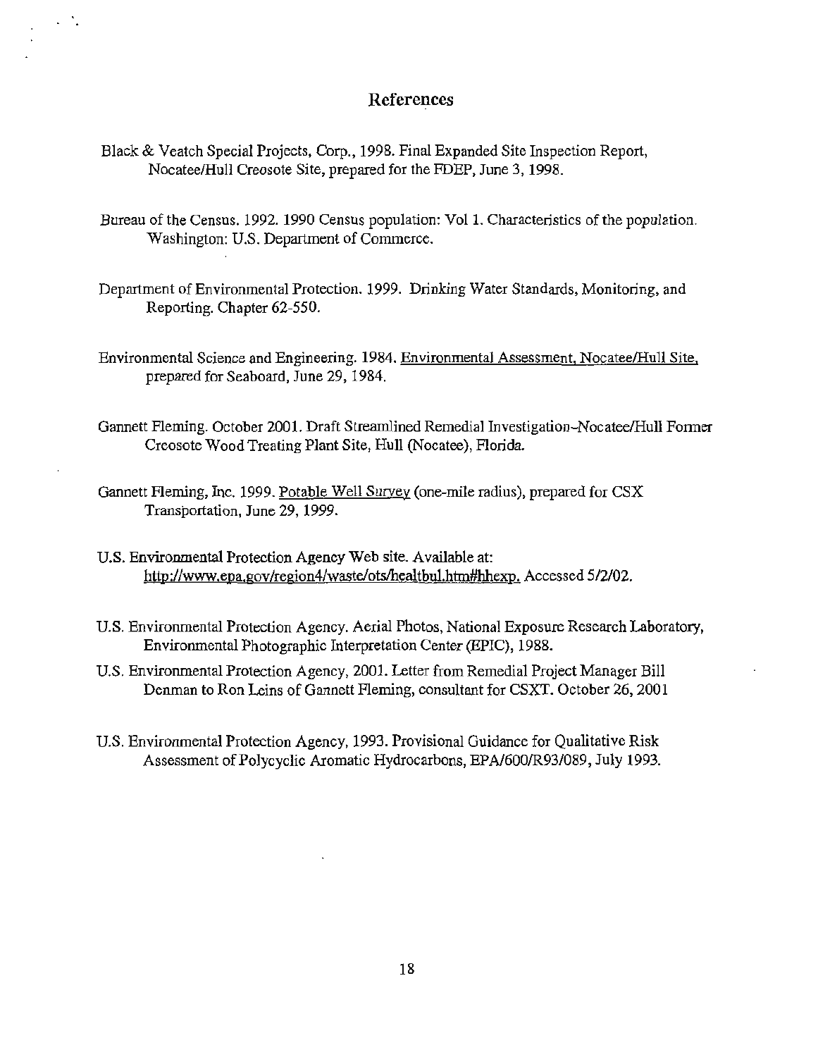## References

Black & Veatch Special Projects, Corp., 1998. Final Expanded Site Inspection Report, Nocatee/Hull Creosote Site, prepared for the FDEP, June 3, 1998.

Bureau of the Census. 1992. 1990 Census population: Vol 1. Characteristics of the population. Washington: U.S. Department of Commerce.

Department of Environmental Protection. 1999. Drinking Water Standards, Monitoring, and Reporting. Chapter 62-550.

Environmental Science and Engineering. 1984. Environmental Assessment, Nocatee/Hull Site, prepared for Seaboard, June 29, 1984.

Gannett Fleming. October 2001. Draft Streamlined Remedial Investigation-Nocatee/Hull Former Creosote Wood Treating Plant Site, Hull (Nocatee), Florida.

Gannett Fleming, Inc. 1999. Potable Well Survey (one-mile radius), prepared for CSX Transportation, June 29, 1999.

U.S. Environmental Protection Agency Web site. Available at: http://www.epa.gov/region4/waste/ots/healtbul.htm#hhexp. Accessed 5/2/02.

U.S. Environmental Protection Agency. Aerial Photos, National Exposure Research Laboratory, Environmental Photographic Interpretation Center (EPIC), 1988.

U.S. Environmental Protection Agency, 2001. Letter from Remedial Project Manager Bill Denman to Ron Leins of Gannett Fleming, consultant for CSXT. October 26, 2001

U.S. Environmental Protection Agency, 1993. Provisional Guidance for Qualitative Risk Assessment of Polycyclic Aromatic Hydrocarbons, EPA/600/R93/089, July 1993.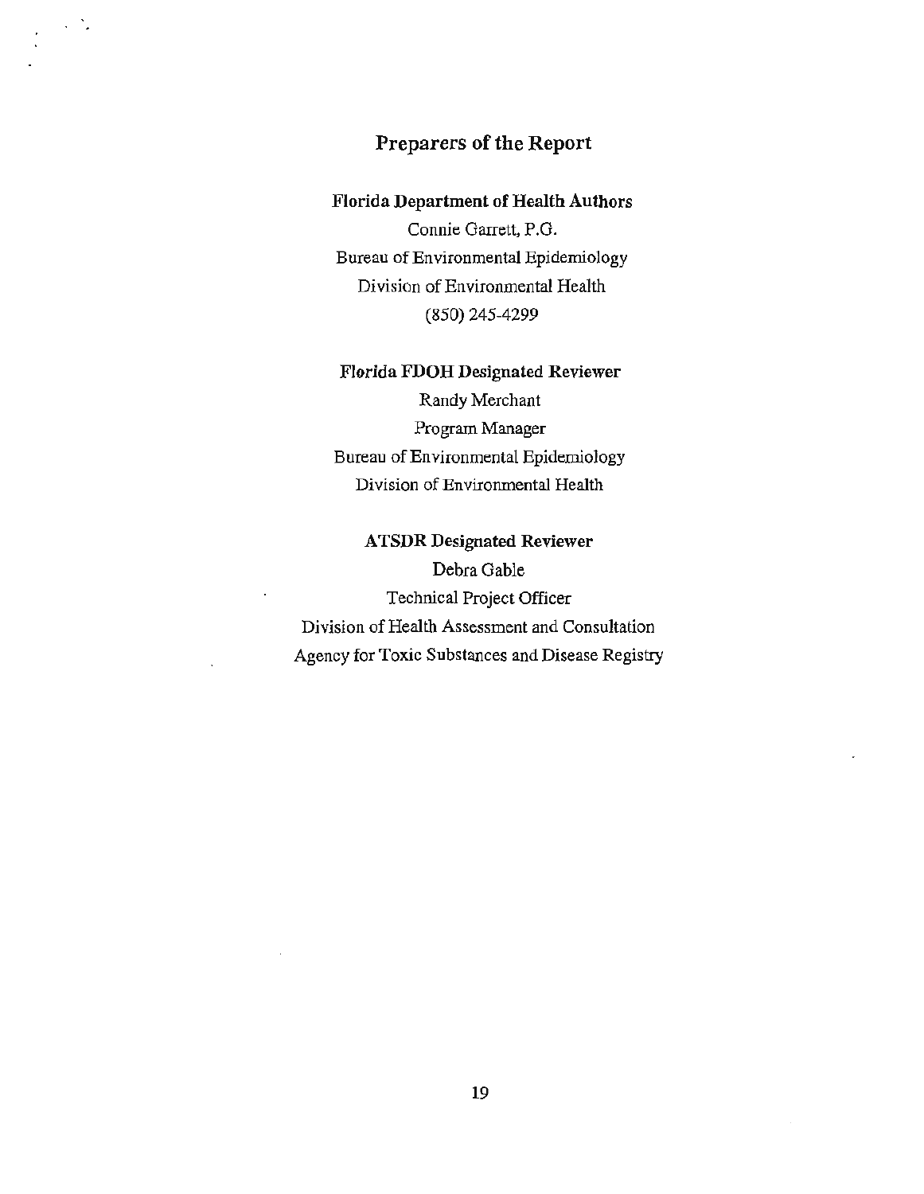## Preparers of the Report

**Florida Department of Health Authors**

Connie Garrett, P.G.
Bureau of Environmental Epidemiology
Division of Environmental Health
(850) 245-4299

**Florida FDOH Designated Reviewer**

Randy Merchant
Program Manager
Bureau of Environmental Epidemiology
Division of Environmental Health

**ATSDR Designated Reviewer**

Debra Gable
Technical Project Officer
Division of Health Assessment and Consultation
Agency for Toxic Substances and Disease Registry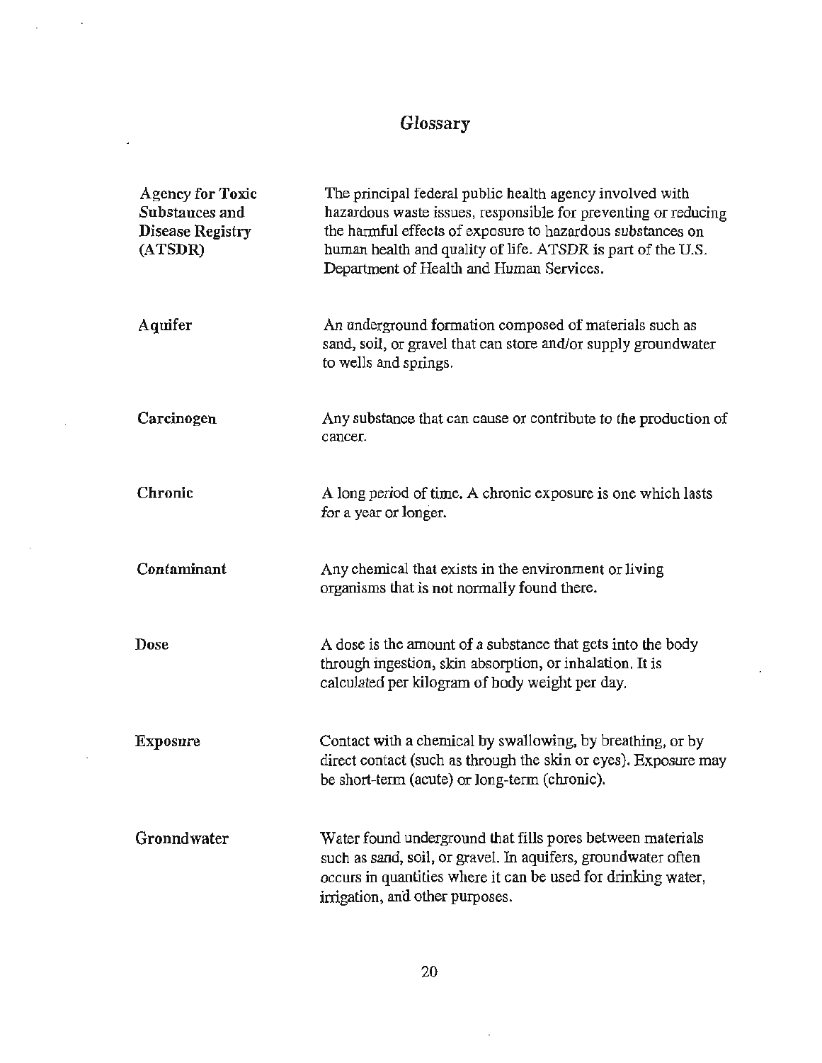# Glossary

| | |
|---|---|
| **Agency for Toxic Substauces and Disease Registry (ATSDR)** | The principal federal public health agency involved with hazardous waste issues, responsible for preventing or reducing the harmful effects of exposure to hazardous substances on human health and quality of life. ATSDR is part of the U.S. Department of Health and Human Services. |
| **Aquifer** | An underground formation composed of materials such as sand, soil, or gravel that can store and/or supply groundwater to wells and springs. |
| **Carcinogen** | Any substance that can cause or contribute to the production of cancer. |
| **Chronic** | A long period of time. A chronic exposure is one which lasts for a year or longer. |
| **Contaminant** | Any chemical that exists in the environment or living organisms that is not normally found there. |
| **Dose** | A dose is the amount of a substance that gets into the body through ingestion, skin absorption, or inhalation. It is calculated per kilogram of body weight per day. |
| **Exposure** | Contact with a chemical by swallowing, by breathing, or by direct contact (such as through the skin or eyes). Exposure may be short-term (acute) or long-term (chronic). |
| **Gronndwater** | Water found underground that fills pores between materials such as sand, soil, or gravel. In aquifers, groundwater often occurs in quantities where it can be used for drinking water, irrigation, and other purposes. |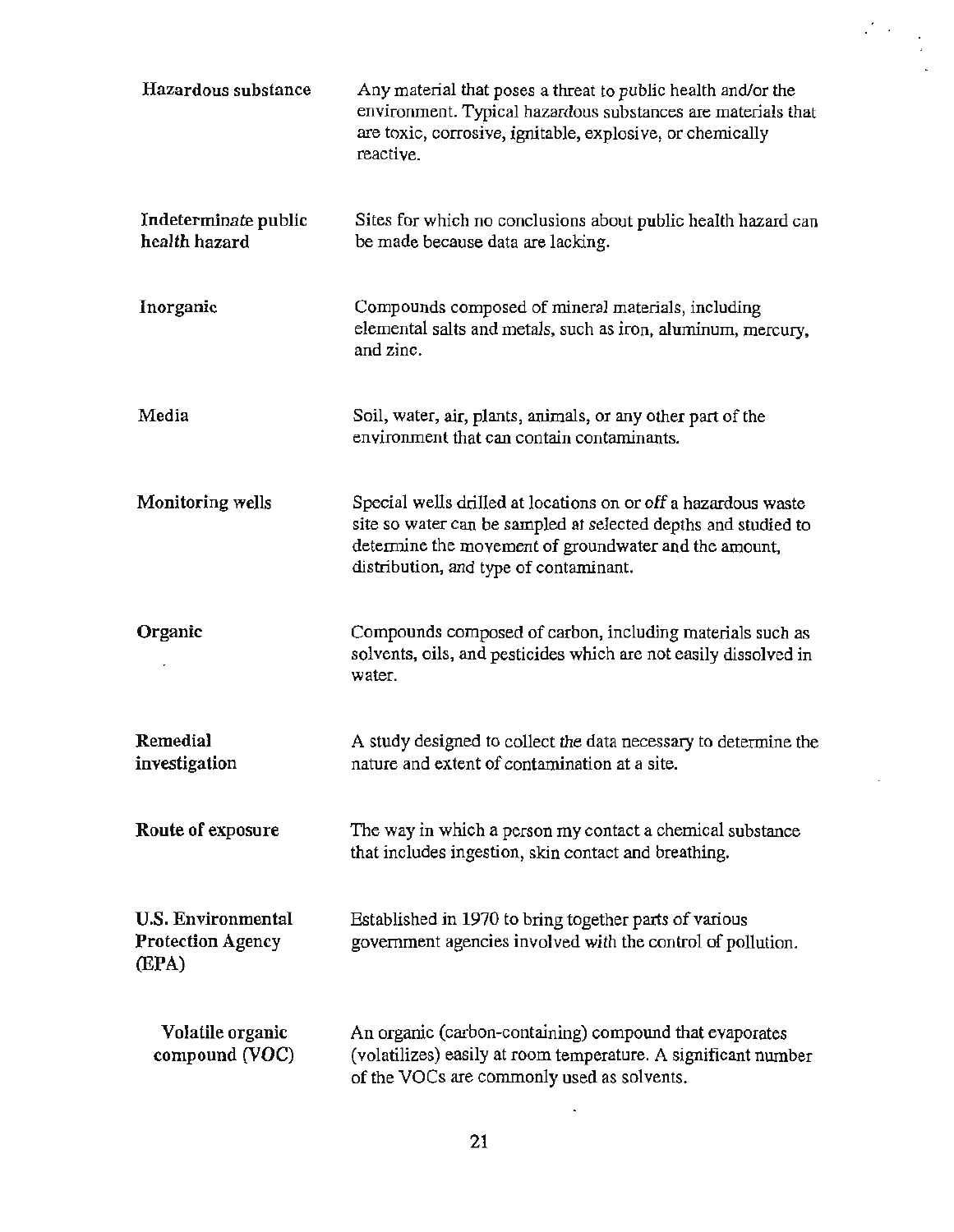| | |
|---|---|
| **Hazardous substance** | Any material that poses a threat to public health and/or the environment. Typical hazardous substances are materials that are toxic, corrosive, ignitable, explosive, or chemically reactive. |
| **Indeterminate public health hazard** | Sites for which no conclusions about public health hazard can be made because data are lacking. |
| **Inorganic** | Compounds composed of mineral materials, including elemental salts and metals, such as iron, aluminum, mercury, and zinc. |
| **Media** | Soil, water, air, plants, animals, or any other part of the environment that can contain contaminants. |
| **Monitoring wells** | Special wells drilled at locations on or off a hazardous waste site so water can be sampled at selected depths and studied to determine the movement of groundwater and the amount, distribution, and type of contaminant. |
| **Organic** | Compounds composed of carbon, including materials such as solvents, oils, and pesticides which are not easily dissolved in water. |
| **Remedial investigation** | A study designed to collect the data necessary to determine the nature and extent of contamination at a site. |
| **Route of exposure** | The way in which a person my contact a chemical substance that includes ingestion, skin contact and breathing. |
| **U.S. Environmental Protection Agency (EPA)** | Established in 1970 to bring together parts of various government agencies involved with the control of pollution. |
| **Volatile organic compound (VOC)** | An organic (carbon-containing) compound that evaporates (volatilizes) easily at room temperature. A significant number of the VOCs are commonly used as solvents. |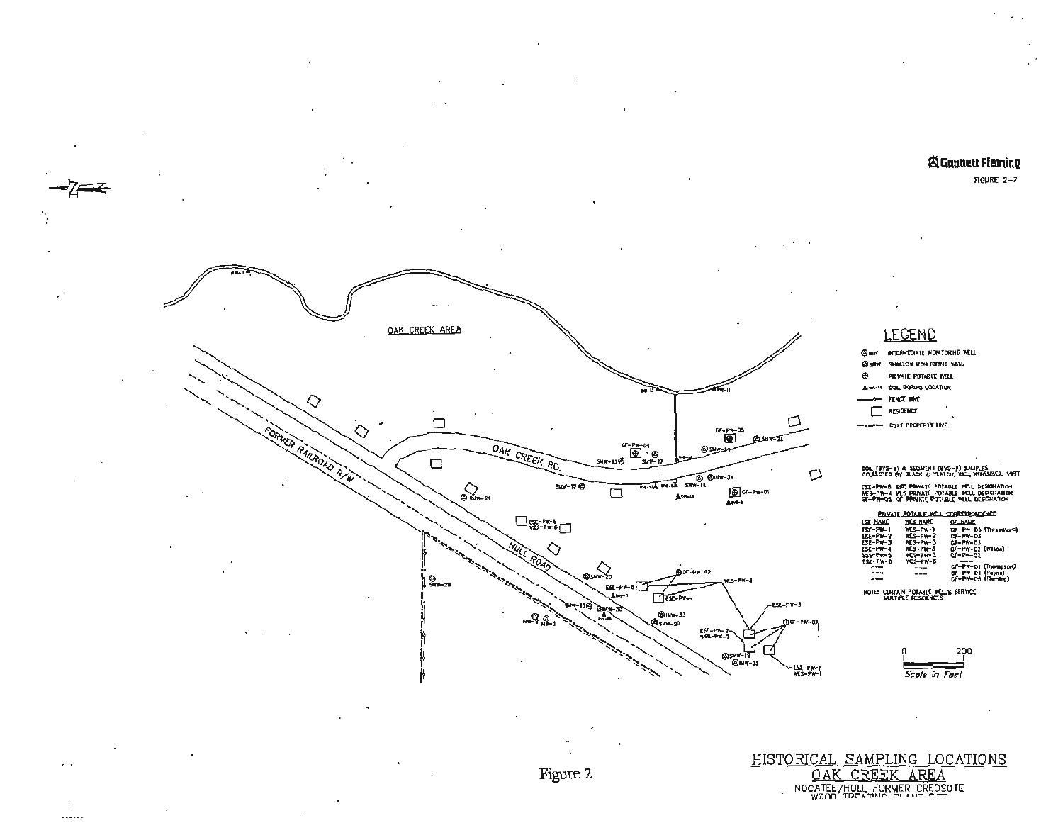Gannett Fleming

FIGURE 2-7

OAK CREEK AREA

OAK CREEK RD.

HULL ROAD

FORMER RAILROAD R/W

## LEGEND

- IMW INTERMEDIATE MONITORING WELL
- SMW SHALLOW MONITORING WELL
- PRIVATE POTABLE WELL
- SOIL BORING LOCATION
- FENCE LINE
- RESIDENCE
- CSXT PROPERTY LINE

SOIL (BYS-#) & SEDIMENT (BYD-#) SAMPLES COLLECTED BY BLACK & VEATCH, INC., NOVEMBER, 1997

ESE-PW-# ESE PRIVATE POTABLE WELL DESIGNATION
WES-PW-# WES PRIVATE POTABLE WELL DESIGNATION
GF-PW-05 GF PRIVATE POTABLE WELL DESIGNATION

**PRIVATE POTABLE WELL CORRESPONDENCE**

| ESE NAME | WES NAME | GF NAME |
|---|---|---|
| ESE-PW-1 | WES-PW-1 | GF-PW-03 (Strawbridge) |
| ESE-PW-2 | WES-PW-2 | GF-PW-03 |
| ESE-PW-3 | WES-PW-3 | GF-PW-03 |
| ESE-PW-4 | WES-PW-3 | GF-PW-02 (Wilson) |
| ESE-PW-5 | WES-PW-3 | GF-PW-02 |
| ESE-PW-6 | WES-PW-6 | --- |
| --- | --- | GF-PW-01 (Thompson) |
| --- | --- | GF-PW-04 (Payne) |
| --- | --- | GF-PW-05 (Fleming) |

NOTE: CERTAIN POTABLE WELLS SERVICE MULTIPLE RESIDENCES

0 200
Scale in Feet

Figure 2

HISTORICAL SAMPLING LOCATIONS
OAK CREEK AREA
NOCATEE/HULL FORMER CREOSOTE
WOOD TREATING PLANT SITE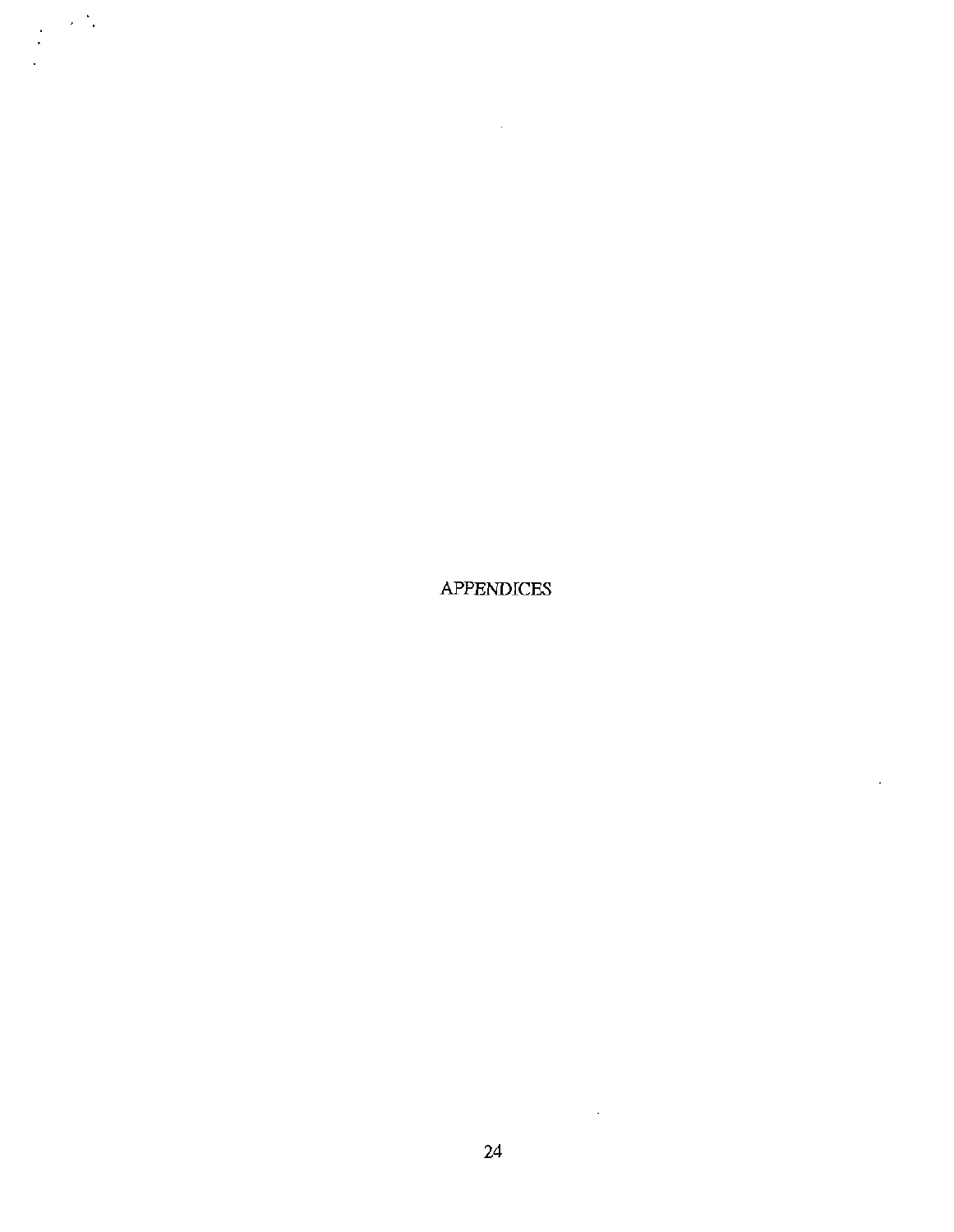# APPENDICES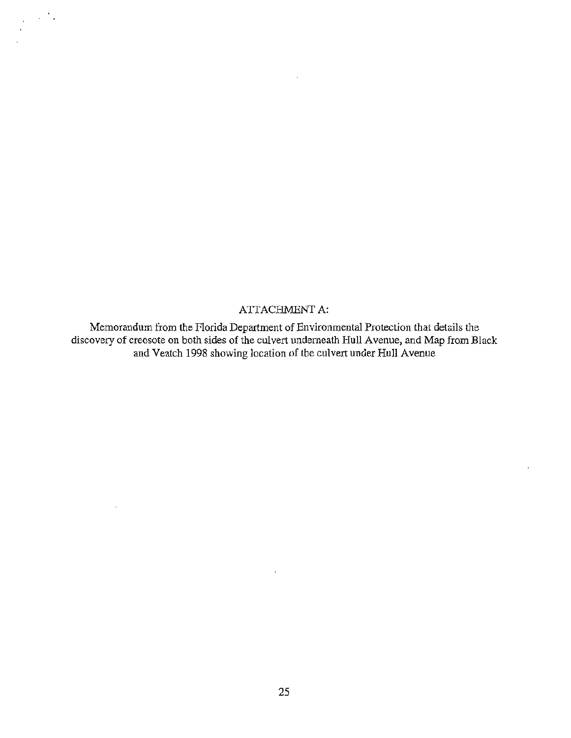ATTACHMENT A:

Memorandum from the Florida Department of Environmental Protection that details the discovery of creosote on both sides of the culvert underneath Hull Avenue, and Map from Black and Veatch 1998 showing location of the culvert under Hull Avenue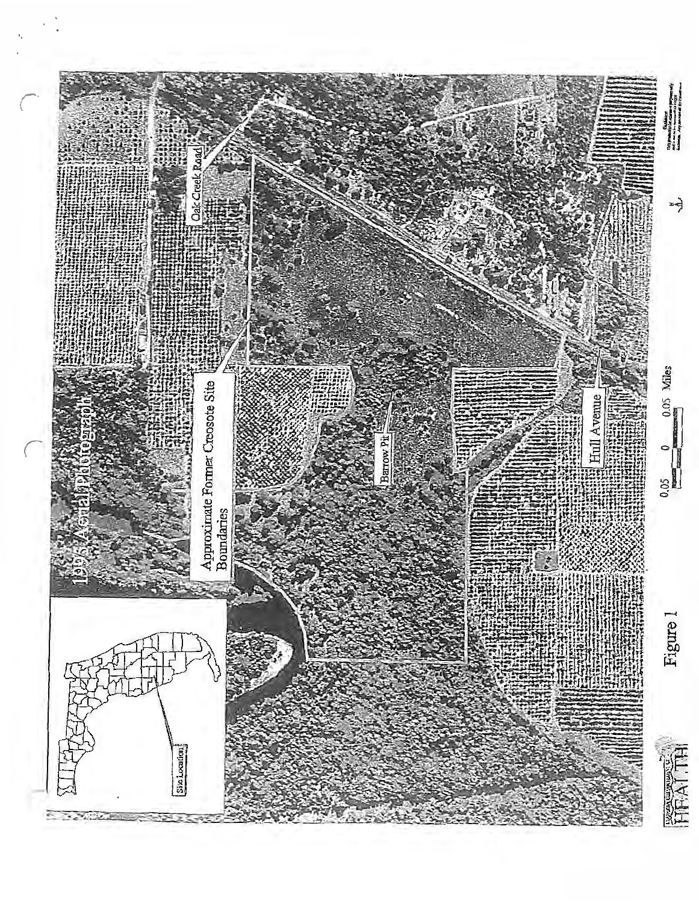1996 Aerial Photograph

Oak Creek Road

Approximate Former Creosote Site Boundaries

Barrow Pit

Hull Avenue

Site Location

0.05 0 0.05 Miles

Figure 1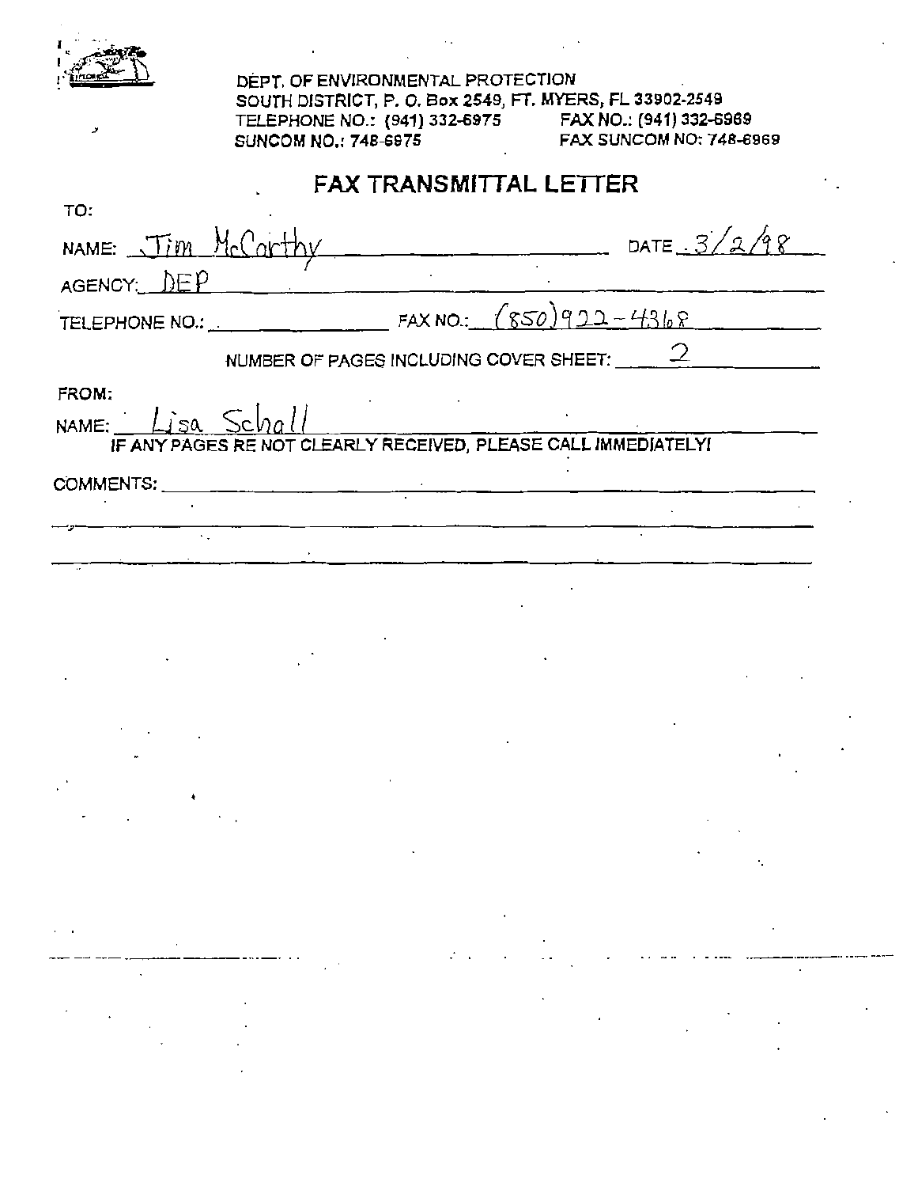DEPT. OF ENVIRONMENTAL PROTECTION
SOUTH DISTRICT, P. O. Box 2549, FT. MYERS, FL 33902-2549
TELEPHONE NO.: (941) 332-6975 FAX NO.: (941) 332-6969
SUNCOM NO.: 748-6975 FAX SUNCOM NO: 748-6969

# FAX TRANSMITTAL LETTER

TO:

NAME: Jim McCarthy DATE: 3/2/98

AGENCY: DEP

TELEPHONE NO.: \_\_\_\_\_\_\_\_ FAX NO.: (850)922-4368

NUMBER OF PAGES INCLUDING COVER SHEET: 2

FROM:

NAME: Lisa Schall

IF ANY PAGES RE NOT CLEARLY RECEIVED, PLEASE CALL IMMEDIATELY!

COMMENTS: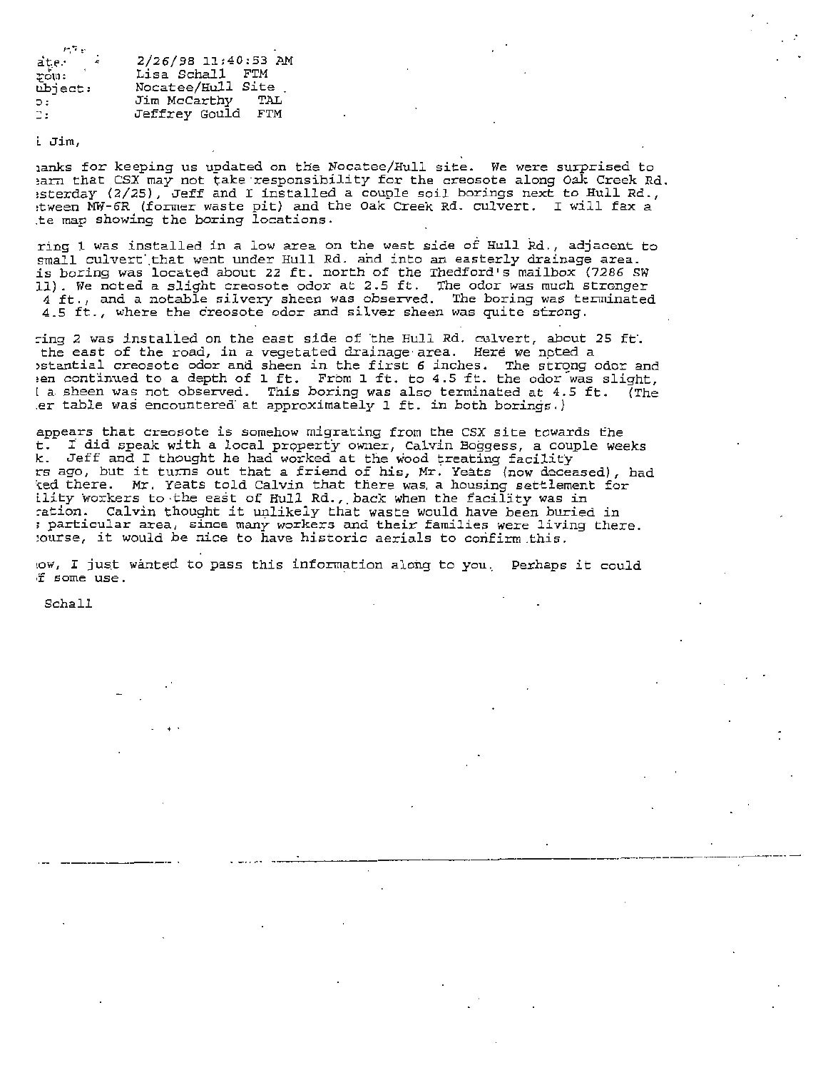ate: 2/26/98 11:40:53 AM
rom: Lisa Schall FTM
ubject: Nocatee/Hull Site
o: Jim McCarthy TAL
: Jeffrey Gould FTM

i Jim,

anks for keeping us updated on the Nocatee/Hull site. We were surprised to arn that CSX may not take responsibility for the creosote along Oak Creek Rd. esterday (2/25), Jeff and I installed a couple soil borings next to Hull Rd., etween MW-6R (former waste pit) and the Oak Creek Rd. culvert. I will fax a te map showing the boring locations.

ring 1 was installed in a low area on the west side of Hull Rd., adjacent to small culvert that went under Hull Rd. and into an easterly drainage area. is boring was located about 22 ft. north of the Thedford's mailbox (7286 SW 11). We noted a slight creosote odor at 2.5 ft. The odor was much stronger 4 ft., and a notable silvery sheen was observed. The boring was terminated 4.5 ft., where the creosote odor and silver sheen was quite strong.

ring 2 was installed on the east side of the Hull Rd. culvert, about 25 ft. the east of the road, in a vegetated drainage area. Here we noted a stantial creosote odor and sheen in the first 6 inches. The strong odor and en continued to a depth of 1 ft. From 1 ft. to 4.5 ft. the odor was slight, a sheen was not observed. This boring was also terminated at 4.5 ft. (The er table was encountered at approximately 1 ft. in both borings.)

appears that creosote is somehow migrating from the CSX site towards the t. I did speak with a local property owner, Calvin Boggess, a couple weeks k. Jeff and I thought he had worked at the wood treating facility rs ago, but it turns out that a friend of his, Mr. Yeats (now deceased), had ked there. Mr. Yeats told Calvin that there was a housing settlement for ility workers to the east of Hull Rd., back when the facility was in ration. Calvin thought it unlikely that waste would have been buried in particular area, since many workers and their families were living there. ourse, it would be nice to have historic aerials to confirm this.

ow, I just wanted to pass this information along to you. Perhaps it could f some use.

Schall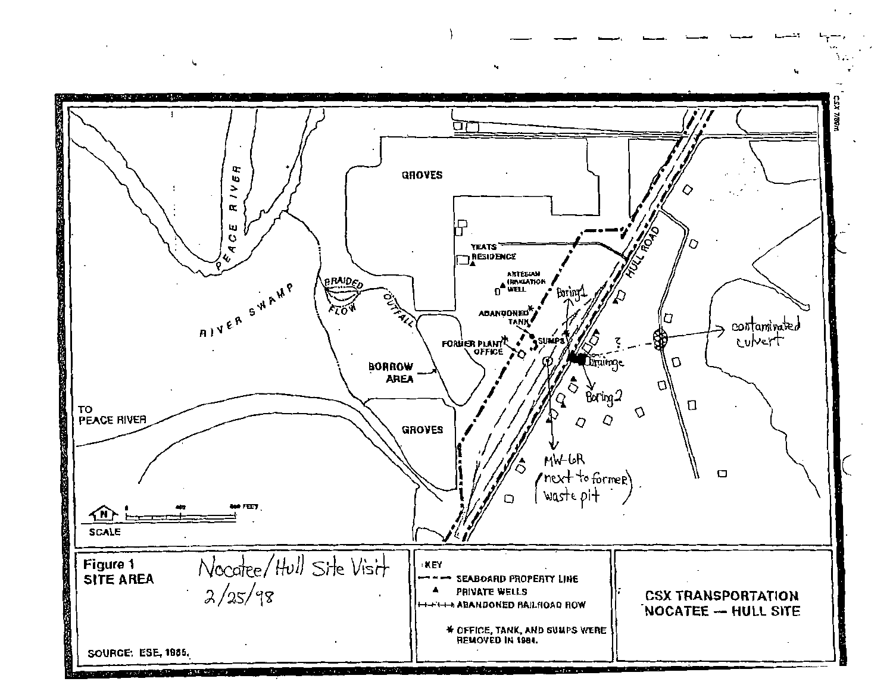**Figure 1**
**SITE AREA**

Nocatee/Hull Site Visit
2/25/98

SOURCE: ESE, 1985.

KEY

- SEABOARD PROPERTY LINE
- ▲ PRIVATE WELLS
- ABANDONED RAILROAD ROW

\* OFFICE, TANK, AND SUMPS WERE REMOVED IN 1984.

**CSX TRANSPORTATION**
**NOCATEE — HULL SITE**

PEACE RIVER

RIVER SWAMP

BRAIDED FLOW

OUTFALL

TO PEACE RIVER

GROVES

BORROW AREA

GROVES

YEATS RESIDENCE

ARTESIAN IRRIGATION WELL

ABANDONED TANK

FORMER PLANT OFFICE

SUMPS

HULL ROAD

Boring 1

Drainage

Boring 2

contaminated culvert

MW-6R (next to former waste pit)

SCALE

0 400 800 FEET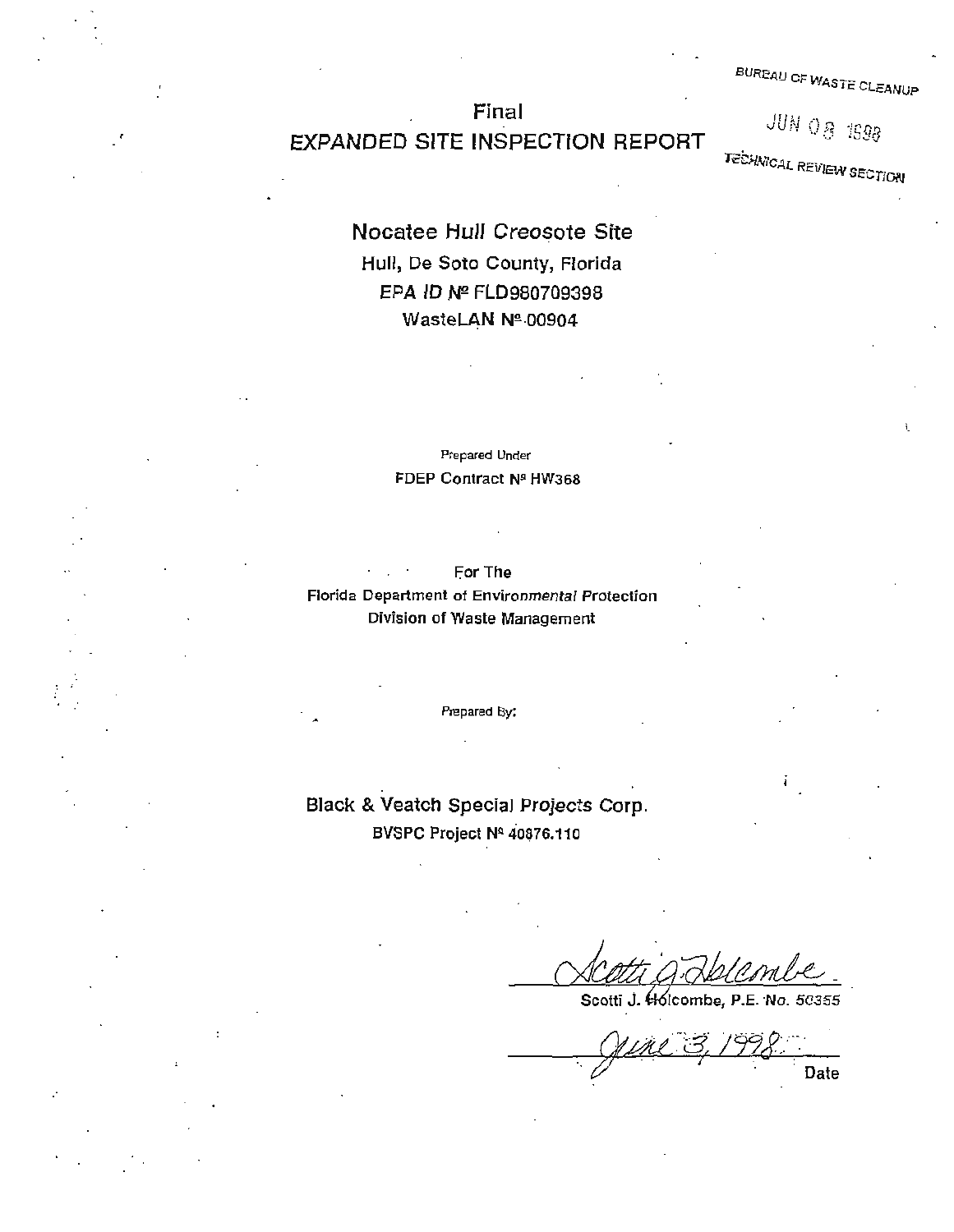BUREAU OF WASTE CLEANUP

JUN 08 1998

TECHNICAL REVIEW SECTION

# Final
# EXPANDED SITE INSPECTION REPORT

## Nocatee Hull Creosote Site

Hull, De Soto County, Florida

EPA ID № FLD980709398

WasteLAN № 00904

Prepared Under

FDEP Contract № HW368

For The

Florida Department of Environmental Protection

Division of Waste Management

Prepared By:

**Black & Veatch Special Projects Corp.**

BVSPC Project № 40876.110

Scotti J. Holcombe, P.E. No. 50355

June 3, 1998

Date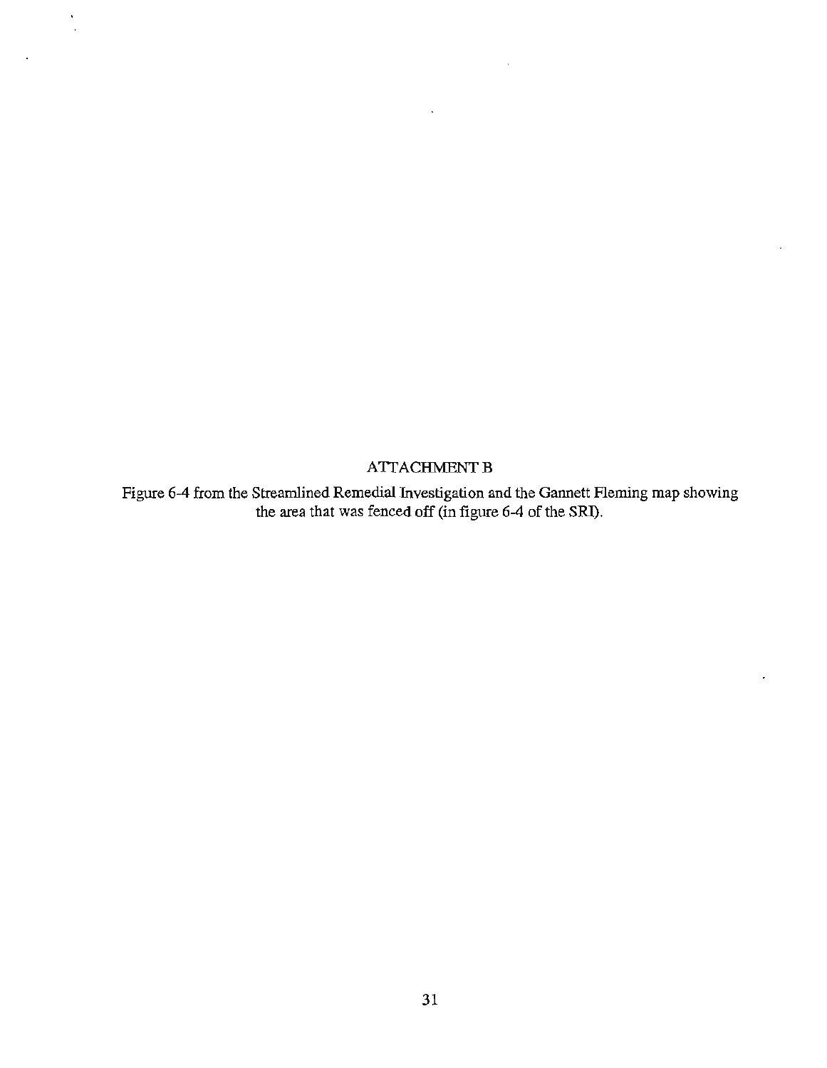# ATTACHMENT B

Figure 6-4 from the Streamlined Remedial Investigation and the Gannett Fleming map showing the area that was fenced off (in figure 6-4 of the SRI).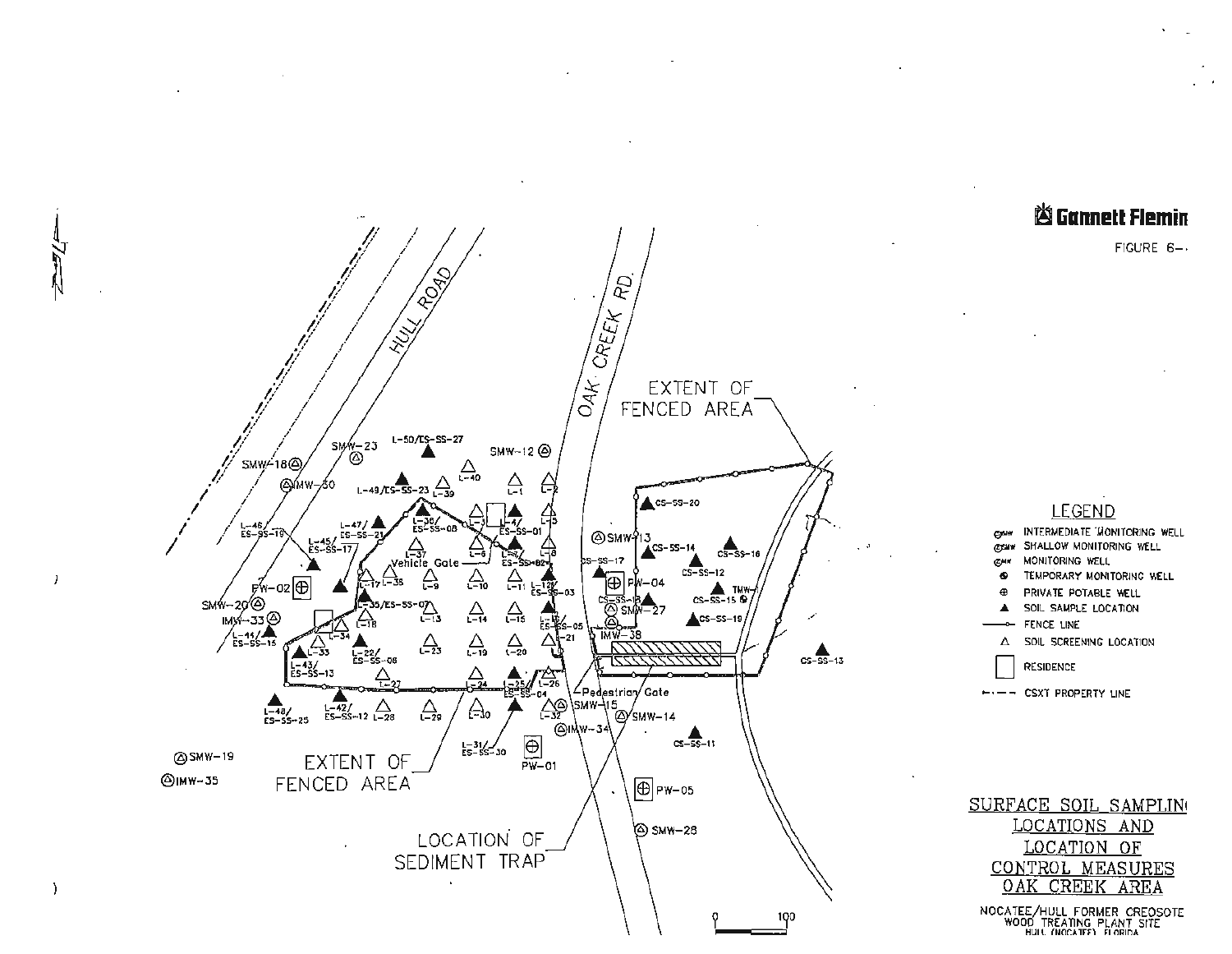Gannett Fleming

FIGURE 6-

HULL ROAD

OAK CREEK RD.

EXTENT OF FENCED AREA

SMW-18 SMW-23 L-50/ES-SS-27 SMW-12

IMW-30 L-49/ES-SS-23 L-40 L-1 L-2 L-39

L-46/ES-SS-19 L-47/ES-SS-21 L-36/ES-SS-08 L-3 L-4/ES-SS-01 L-5

L-45/ES-SS-17 L-37 L-6 L-7/ES-SS-02 L-8 Vehicle Gate

PW-02 L-17 L-35 L-9 L-10 L-11 L-12/ES-SS-03

SMW-20 L-35/ES-SS-07 L-13 L-14 L-15 L-16/ES-SS-05

IMW-33 L-34 L-18 L-21

L-44/ES-SS-15 L-33 L-22/ES-SS-06 L-23 L-19 L-20

L-43/ES-SS-13 L-27 L-24 L-25/ES-SS-04 L-26

L-48/ES-SS-25 L-42/ES-SS-12 L-28 L-29 L-30 L-32 Pedestrian Gate

L-31/ES-SS-30 SMW-15

PW-01 IMW-34 SMW-14

SMW-19

IMW-35

EXTENT OF FENCED AREA

LOCATION OF SEDIMENT TRAP

CS-SS-20 SMW-13 CS-SS-14 CS-SS-16 CS-SS-17 CS-SS-12 PW-04 TMW- CS-SS-18 CS-SS-15 SMW-27 CS-SS-19 IMW-38 CS-SS-13 CS-SS-11 PW-05 SMW-28

## LEGEND

- IMW INTERMEDIATE MONITORING WELL
- SMW SHALLOW MONITORING WELL
- MW MONITORING WELL
- TEMPORARY MONITORING WELL
- PRIVATE POTABLE WELL
- ▲ SOIL SAMPLE LOCATION
- FENCE LINE
- △ SOIL SCREENING LOCATION
- RESIDENCE
- CSXT PROPERTY LINE

0 100

SURFACE SOIL SAMPLING LOCATIONS AND LOCATION OF CONTROL MEASURES OAK CREEK AREA

NOCATEE/HULL FORMER CREOSOTE WOOD TREATING PLANT SITE HULL (NOCATEE), FLORIDA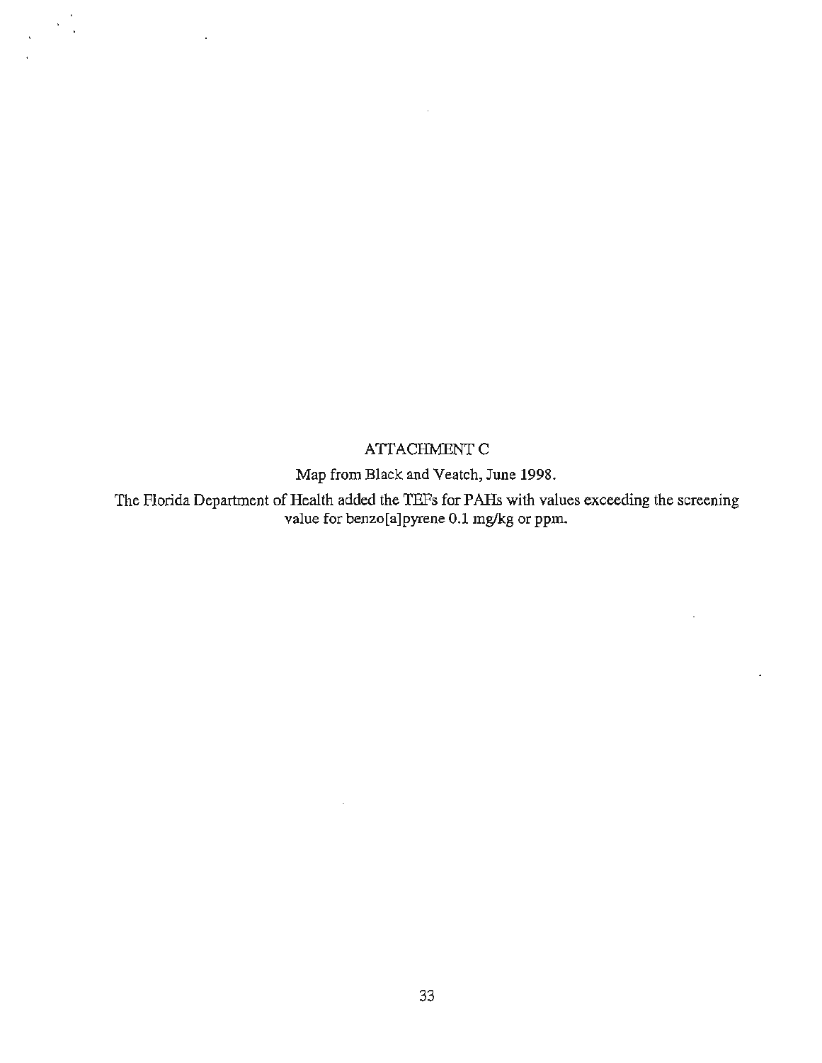# ATTACHMENT C

Map from Black and Veatch, June 1998.

The Florida Department of Health added the TEFs for PAHs with values exceeding the screening value for benzo[a]pyrene 0.1 mg/kg or ppm.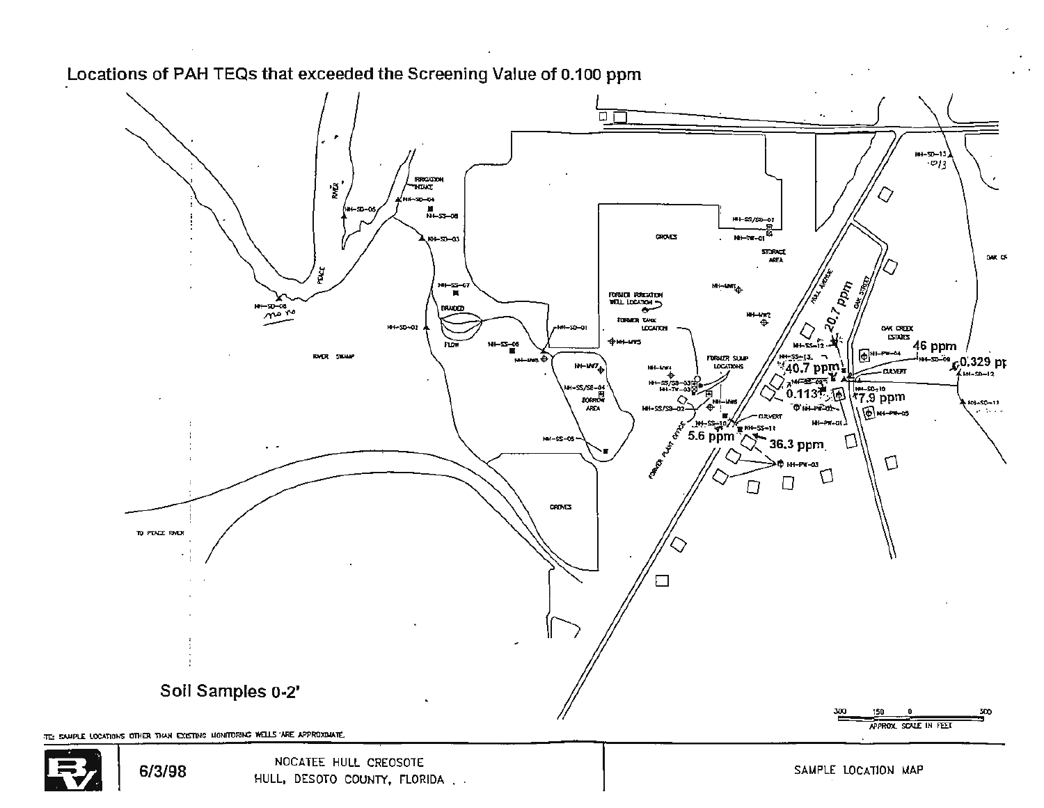# Locations of PAH TEQs that exceeded the Screening Value of 0.100 ppm

Soil Samples 0-2'

20.7 ppm

46 ppm

0.329 ppm

40.7 ppm

0.113

7.9 ppm

5.6 ppm

36.3 ppm

RIVER

PEACE

IRRIGATION INTAKE

NH-SD-05

NH-SD-04

NH-SS-08

NH-SD-03

NH-SD-06

NH-SD-02

NH-SS-07

BRAIDED

FLOW

NH-SS-06

NH-MW8

NH-SD-01

RIVER SWAMP

GROVES

NH-SS/SD-01

NH-TW-01

STORAGE AREA

FORMER IRRIGATION WELL LOCATION

FORMER TANK LOCATION

NH-MW5

NH-MW1

NH-MW2

NH-MW7

NH-SS/SE-04

BORROW AREA

NH-SS-05

NH-MW4

NH-SS/SD-03

NH-TW-03

FORMER SUMP LOCATIONS

NH-SS/SD-02

NH-MW6

CULVERT

NH-SS-10

NH-SS-11

FORMER PLANT OFFICE

NH-PW-03

HULL AVENUE

OAK STREET

NH-SS-12

NH-SS-13

NH-SS-09

NH-PW-02

NH-PW-01

NH-PW-04

NH-SD-09

NH-SD-10

NH-SD-12

NH-SD-11

NH-SD-13

NH-PW-05

CULVERT

OAK CREEK ESTATES

OAK CR

GROVES

TO PEACE RIVER

300 150 0 300

APPROX. SCALE IN FEET

NOTE: SAMPLE LOCATIONS OTHER THAN EXISTING MONITORING WELLS ARE APPROXIMATE.

6/3/98

NOCATEE HULL CREOSOTE
HULL, DESOTO COUNTY, FLORIDA

SAMPLE LOCATION MAP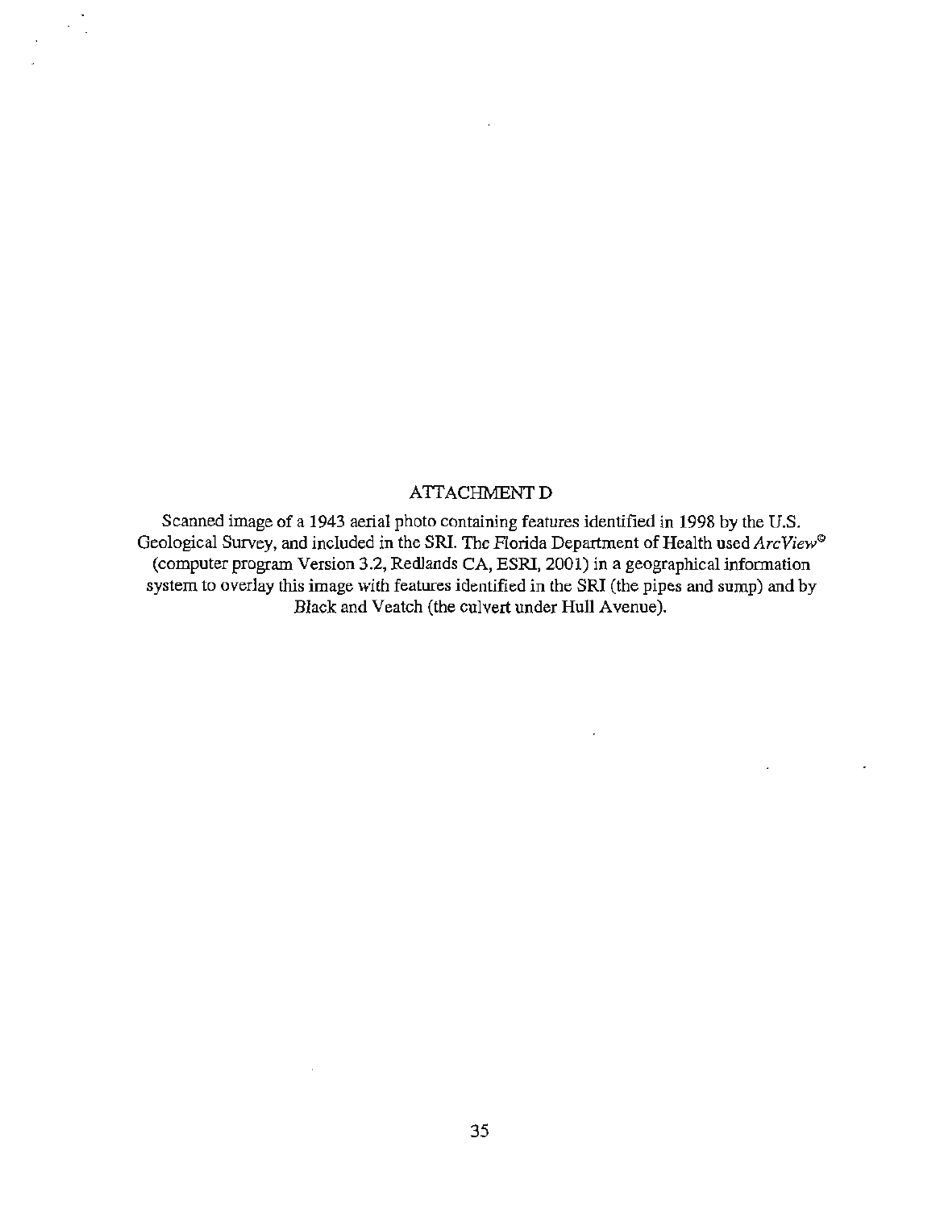## ATTACHMENT D

Scanned image of a 1943 aerial photo containing features identified in 1998 by the U.S. Geological Survey, and included in the SRI. The Florida Department of Health used *ArcView*© (computer program Version 3.2, Redlands CA, ESRI, 2001) in a geographical information system to overlay this image with features identified in the SRI (the pipes and sump) and by Black and Veatch (the culvert under Hull Avenue).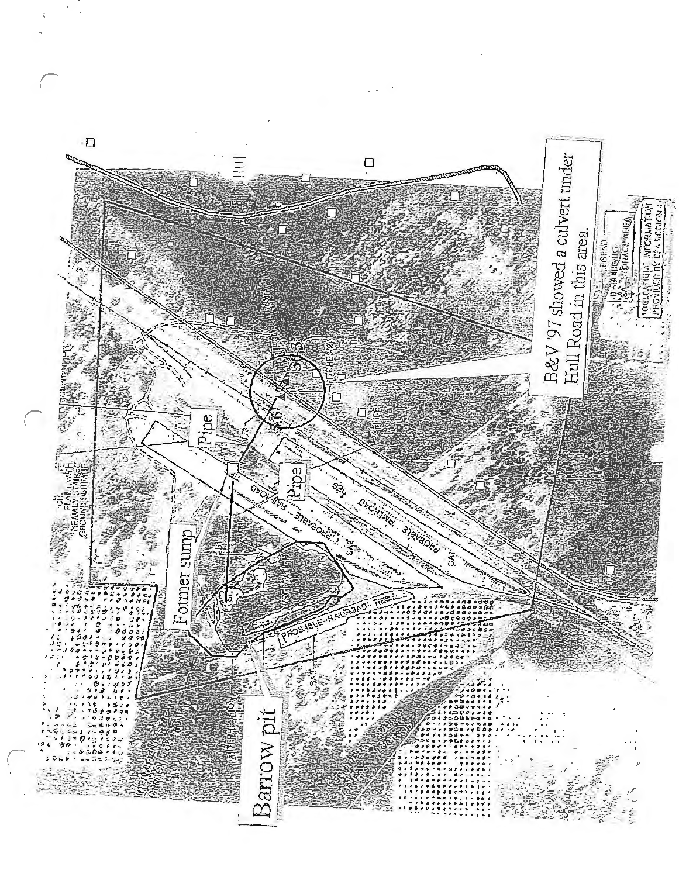B&V '97 showed a culvert under Hull Road in this area.

Pipe

Pipe

Former sump

Barrow pit

PROBABLE RAILROAD TIES

PROBABLE RAILROAD TIES

HEAVILY STAINED GROUND SURFACE

LEGEND

LOCATIONAL INFORMATION PROVIDED BY EPA REGION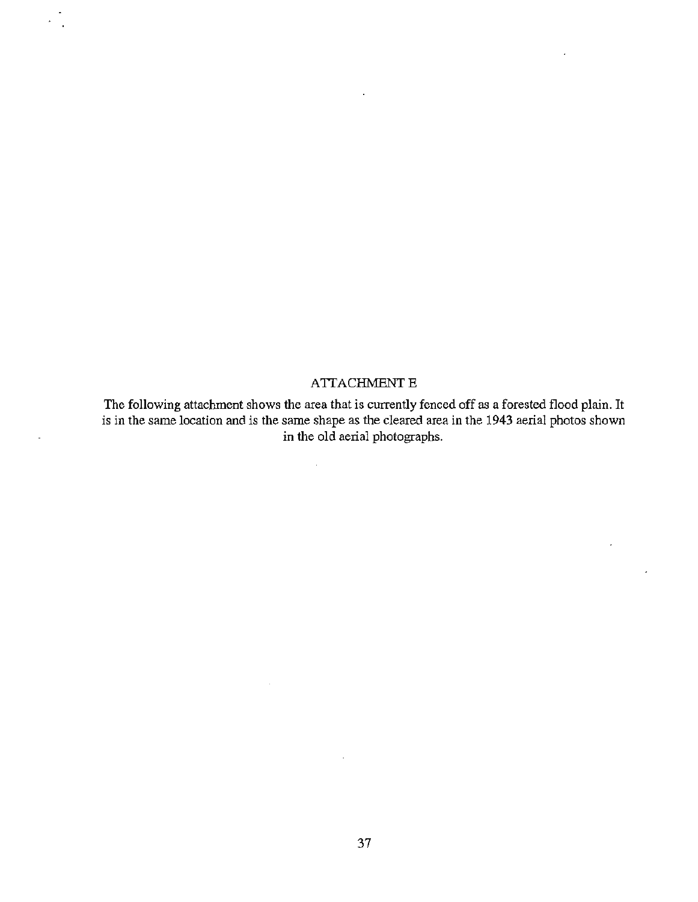# ATTACHMENT E

The following attachment shows the area that is currently fenced off as a forested flood plain. It is in the same location and is the same shape as the cleared area in the 1943 aerial photos shown in the old aerial photographs.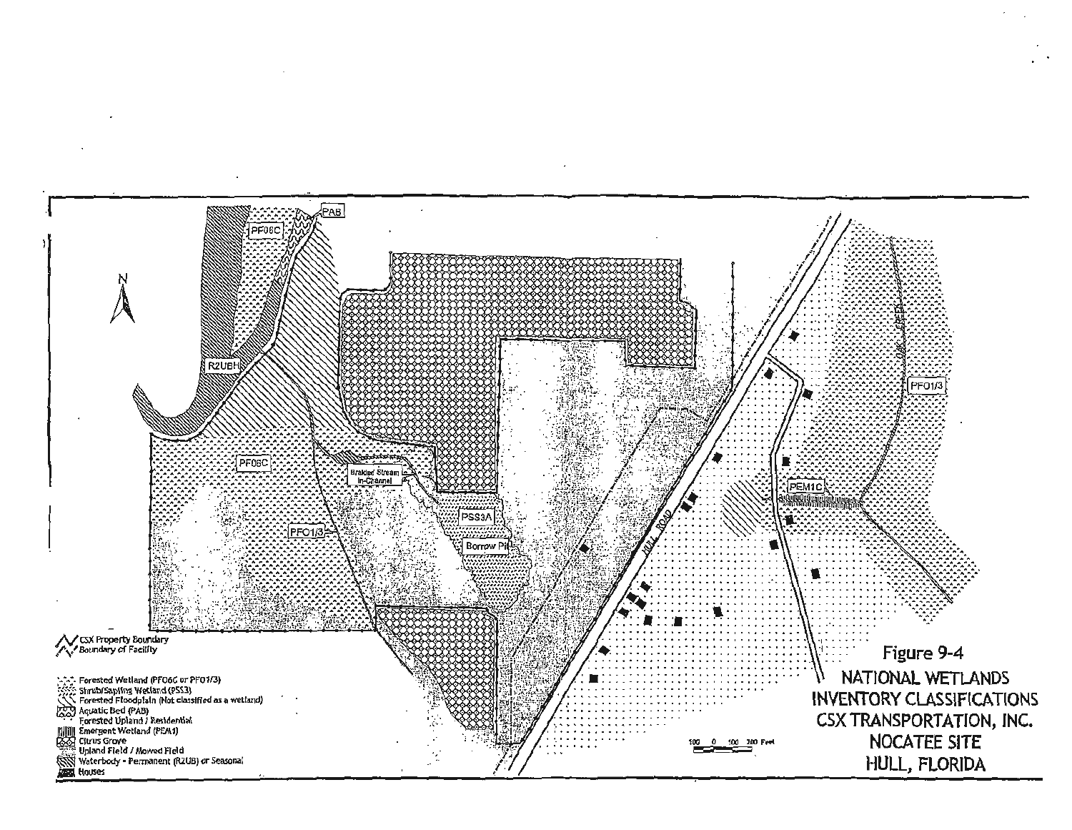Figure 9-4
NATIONAL WETLANDS INVENTORY CLASSIFICATIONS
CSX TRANSPORTATION, INC.
NOCATEE SITE
HULL, FLORIDA

- CSX Property Boundary
- Boundary of Facility

- Forested Wetland (PFO6C or PFO1/3)
- Shrub/Sapling Wetland (PSS3)
- Forested Floodplain (Not classified as a wetland)
- Aquatic Bed (PAB)
- Forested Upland / Residential
- Emergent Wetland (PEM1)
- Citrus Grove
- Upland Field / Mowed Field
- Waterbody - Permanent (R2UB) or Seasonal
- Houses

PAB, PFO6C, R2UBH, PFO6C, PFO1/3, Braided Stream In-Channel, PSS3A, Borrow Pit, HULL ROAD, PFO1/3, PEM1C

100 0 100 200 Feet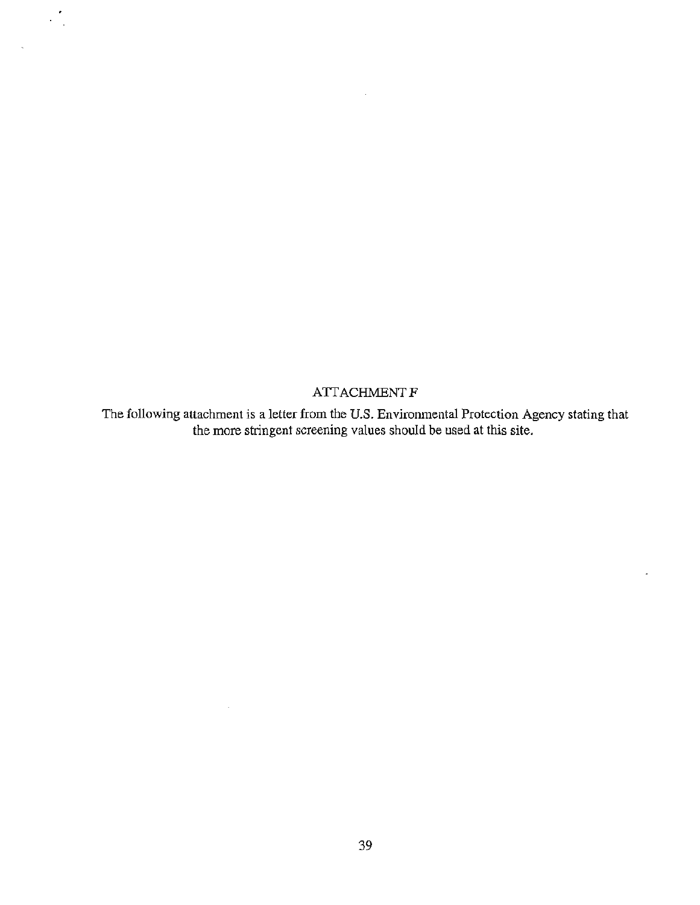## ATTACHMENT F

The following attachment is a letter from the U.S. Environmental Protection Agency stating that the more stringent screening values should be used at this site.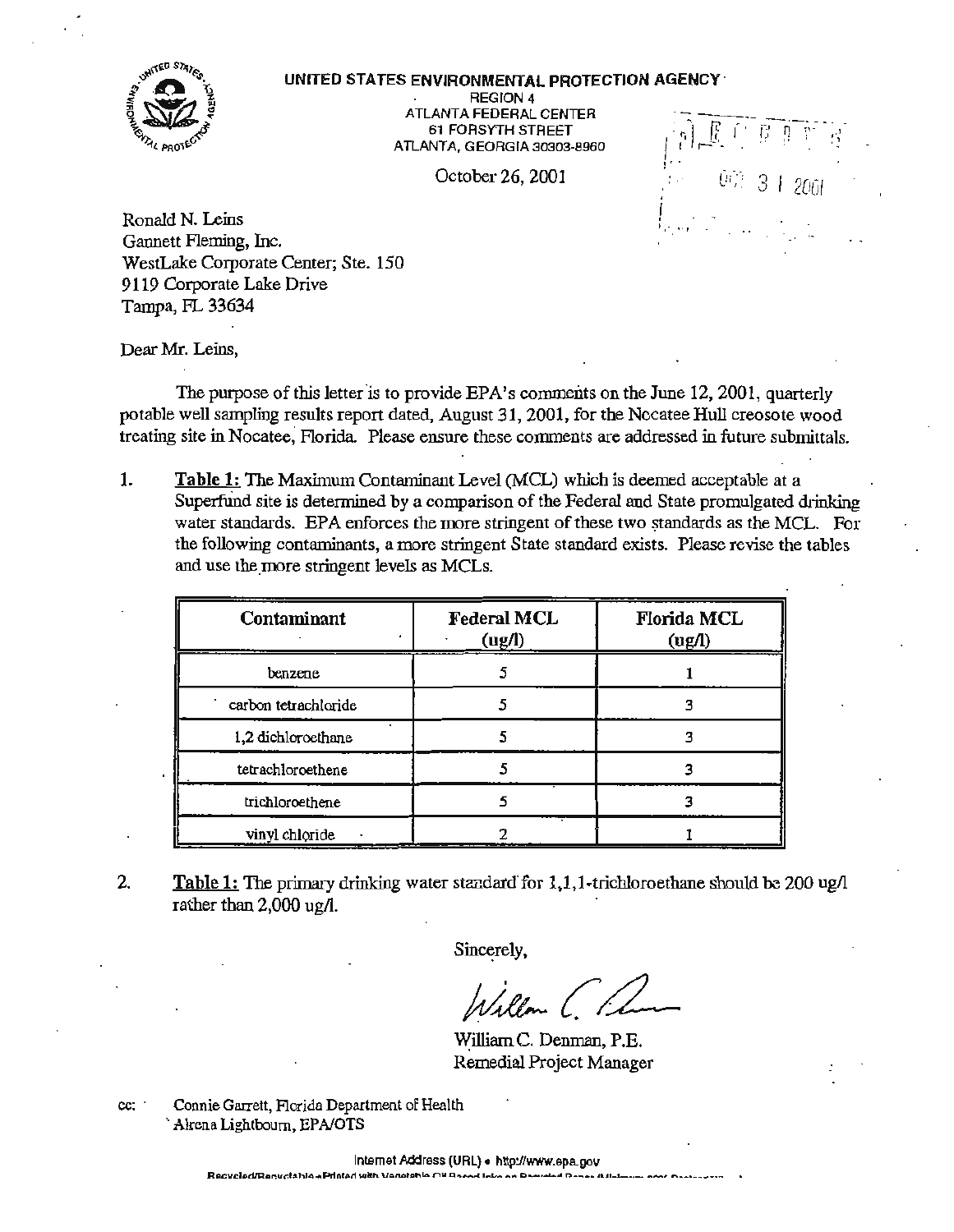**UNITED STATES ENVIRONMENTAL PROTECTION AGENCY**
REGION 4
ATLANTA FEDERAL CENTER
61 FORSYTH STREET
ATLANTA, GEORGIA 30303-8960

October 26, 2001

Ronald N. Leins
Gannett Fleming, Inc.
WestLake Corporate Center; Ste. 150
9119 Corporate Lake Drive
Tampa, FL 33634

Dear Mr. Leins,

The purpose of this letter is to provide EPA's comments on the June 12, 2001, quarterly potable well sampling results report dated, August 31, 2001, for the Nocatee Hull creosote wood treating site in Nocatee, Florida. Please ensure these comments are addressed in future submittals.

1. **Table 1:** The Maximum Contaminant Level (MCL) which is deemed acceptable at a Superfund site is determined by a comparison of the Federal and State promulgated drinking water standards. EPA enforces the more stringent of these two standards as the MCL. For the following contaminants, a more stringent State standard exists. Please revise the tables and use the more stringent levels as MCLs.

| Contaminant | Federal MCL (ug/l) | Florida MCL (ug/l) |
|---|---|---|
| benzene | 5 | 1 |
| carbon tetrachloride | 5 | 3 |
| 1,2 dichloroethane | 5 | 3 |
| tetrachloroethene | 5 | 3 |
| trichloroethene | 5 | 3 |
| vinyl chloride | 2 | 1 |

2. **Table 1:** The primary drinking water standard for 1,1,1-trichloroethane should be 200 ug/l rather than 2,000 ug/l.

Sincerely,

William C. Denman, P.E.
Remedial Project Manager

cc: Connie Garrett, Florida Department of Health
Alrena Lightbourn, EPA/OTS

Internet Address (URL) • http://www.epa.gov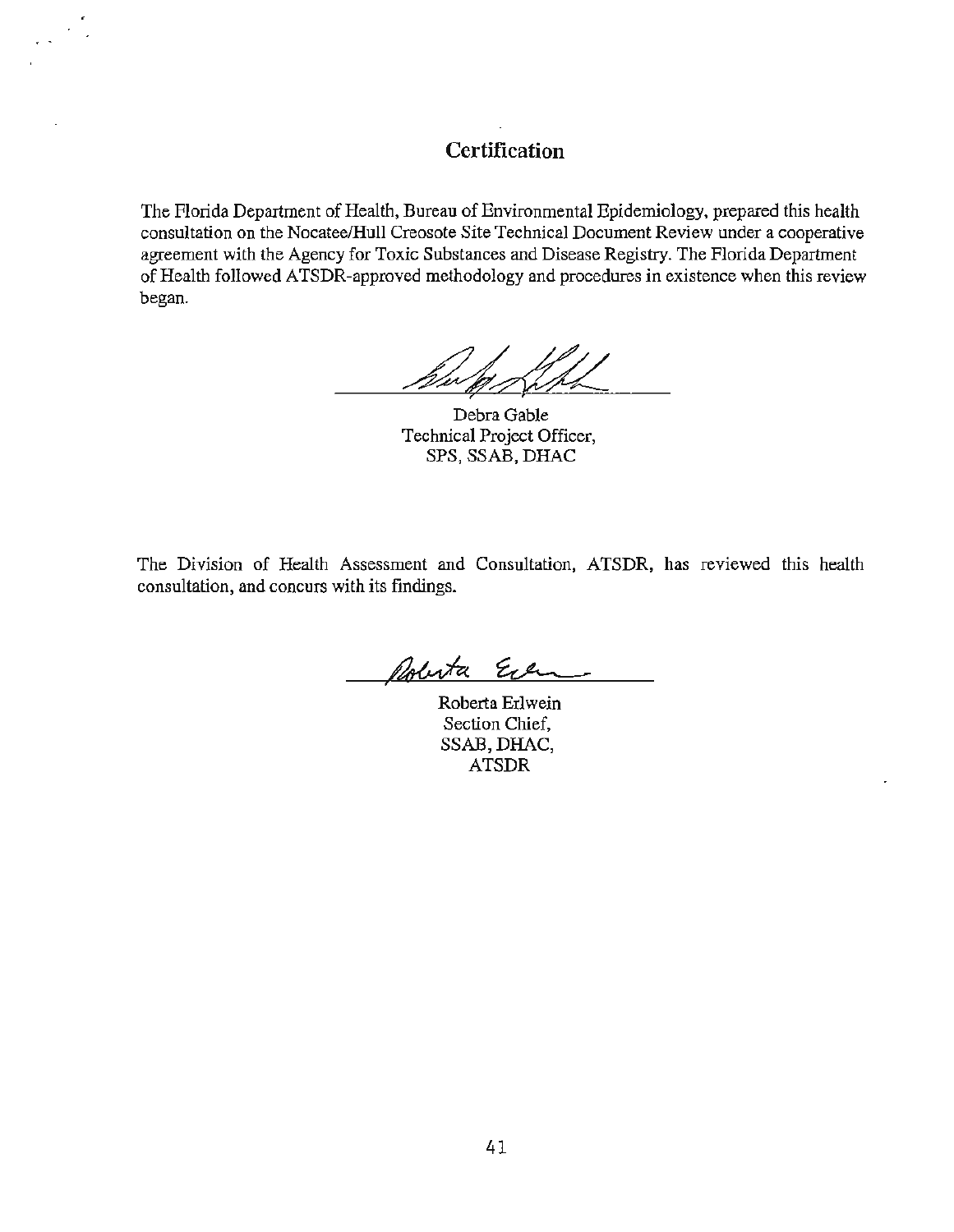## Certification

The Florida Department of Health, Bureau of Environmental Epidemiology, prepared this health consultation on the Nocatee/Hull Creosote Site Technical Document Review under a cooperative agreement with the Agency for Toxic Substances and Disease Registry. The Florida Department of Health followed ATSDR-approved methodology and procedures in existence when this review began.

Debra Gable  
Technical Project Officer,  
SPS, SSAB, DHAC

The Division of Health Assessment and Consultation, ATSDR, has reviewed this health consultation, and concurs with its findings.

Roberta Erlwein  
Section Chief,  
SSAB, DHAC,  
ATSDR